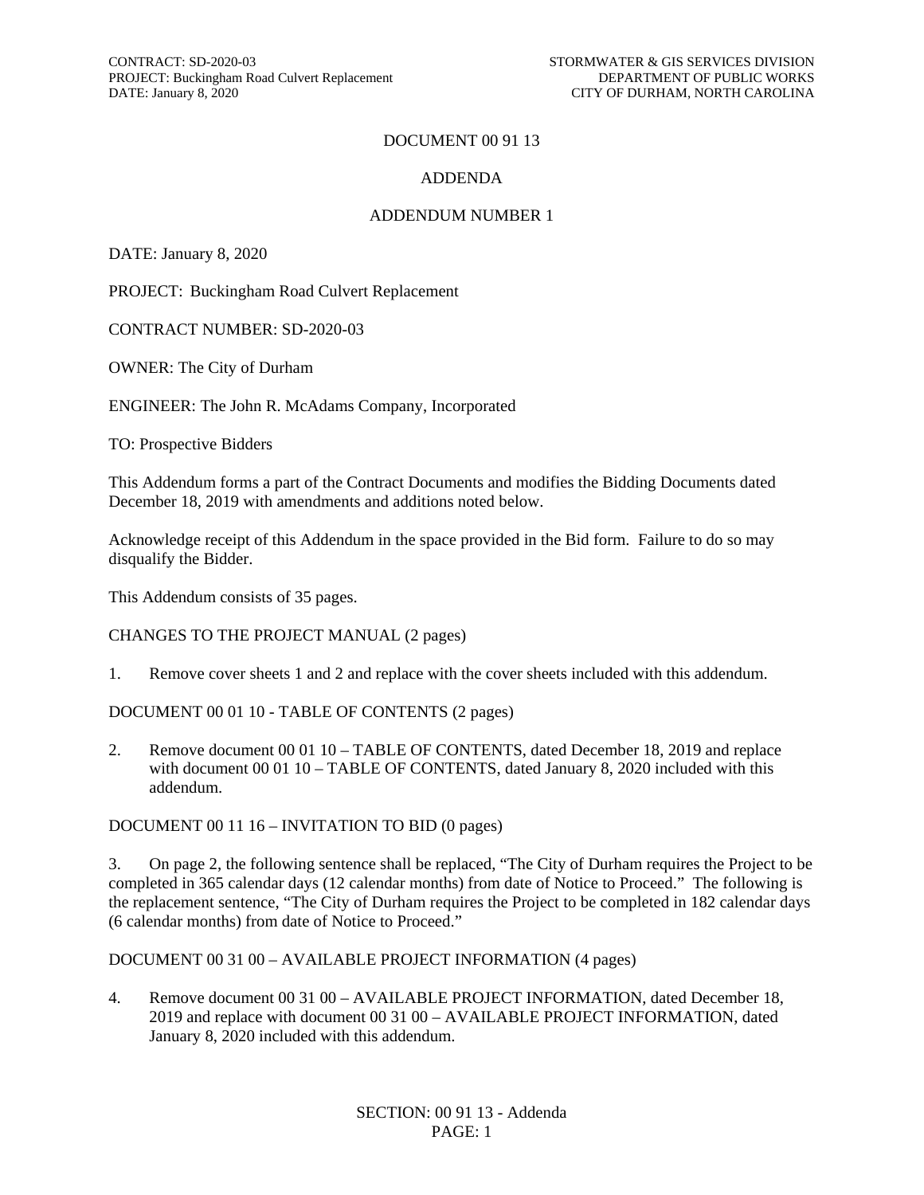# DOCUMENT 00 91 13

## ADDENDA

## ADDENDUM NUMBER 1

DATE: January 8, 2020

PROJECT: Buckingham Road Culvert Replacement

CONTRACT NUMBER: SD-2020-03

OWNER: The City of Durham

ENGINEER: The John R. McAdams Company, Incorporated

TO: Prospective Bidders

This Addendum forms a part of the Contract Documents and modifies the Bidding Documents dated December 18, 2019 with amendments and additions noted below.

Acknowledge receipt of this Addendum in the space provided in the Bid form. Failure to do so may disqualify the Bidder.

This Addendum consists of 35 pages.

CHANGES TO THE PROJECT MANUAL (2 pages)

1. Remove cover sheets 1 and 2 and replace with the cover sheets included with this addendum.

DOCUMENT 00 01 10 - TABLE OF CONTENTS (2 pages)

2. Remove document 00 01 10 – TABLE OF CONTENTS, dated December 18, 2019 and replace with document 00 01 10 – TABLE OF CONTENTS, dated January 8, 2020 included with this addendum.

DOCUMENT 00 11 16 – INVITATION TO BID (0 pages)

3. On page 2, the following sentence shall be replaced, "The City of Durham requires the Project to be completed in 365 calendar days (12 calendar months) from date of Notice to Proceed." The following is the replacement sentence, "The City of Durham requires the Project to be completed in 182 calendar days (6 calendar months) from date of Notice to Proceed."

DOCUMENT 00 31 00 – AVAILABLE PROJECT INFORMATION (4 pages)

4. Remove document 00 31 00 – AVAILABLE PROJECT INFORMATION, dated December 18, 2019 and replace with document 00 31 00 – AVAILABLE PROJECT INFORMATION, dated January 8, 2020 included with this addendum.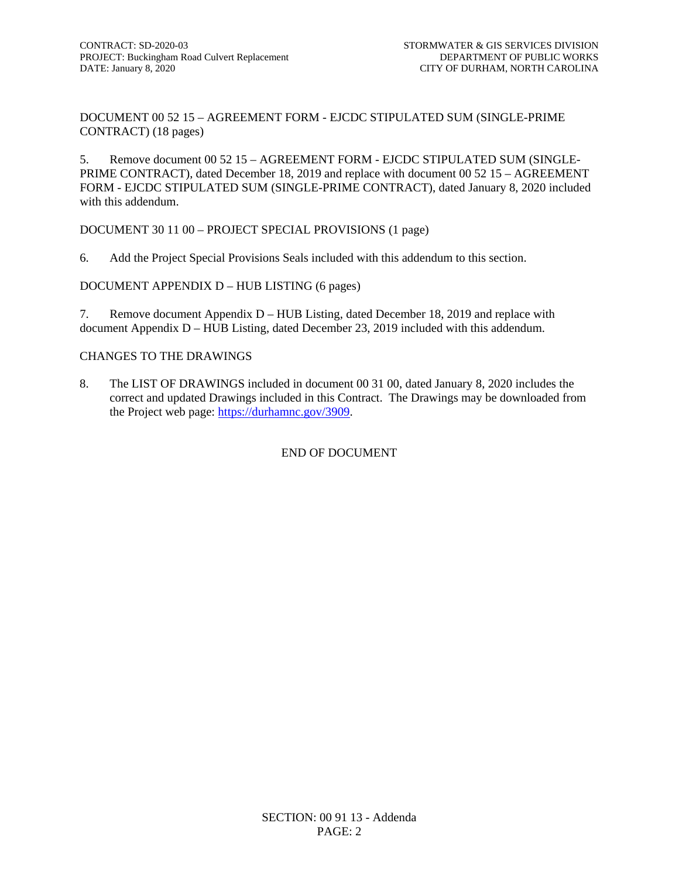DOCUMENT 00 52 15 – AGREEMENT FORM - EJCDC STIPULATED SUM (SINGLE-PRIME CONTRACT) (18 pages)

5. Remove document 00 52 15 – AGREEMENT FORM - EJCDC STIPULATED SUM (SINGLE-PRIME CONTRACT), dated December 18, 2019 and replace with document 00 52 15 – AGREEMENT FORM - EJCDC STIPULATED SUM (SINGLE-PRIME CONTRACT), dated January 8, 2020 included with this addendum.

DOCUMENT 30 11 00 – PROJECT SPECIAL PROVISIONS (1 page)

6. Add the Project Special Provisions Seals included with this addendum to this section.

DOCUMENT APPENDIX D – HUB LISTING (6 pages)

7. Remove document Appendix D – HUB Listing, dated December 18, 2019 and replace with document Appendix D – HUB Listing, dated December 23, 2019 included with this addendum.

CHANGES TO THE DRAWINGS

8. The LIST OF DRAWINGS included in document 00 31 00, dated January 8, 2020 includes the correct and updated Drawings included in this Contract. The Drawings may be downloaded from the Project web page: [https://durhamnc.gov/3909](https://durhamnc.gov/3909).

END OF DOCUMENT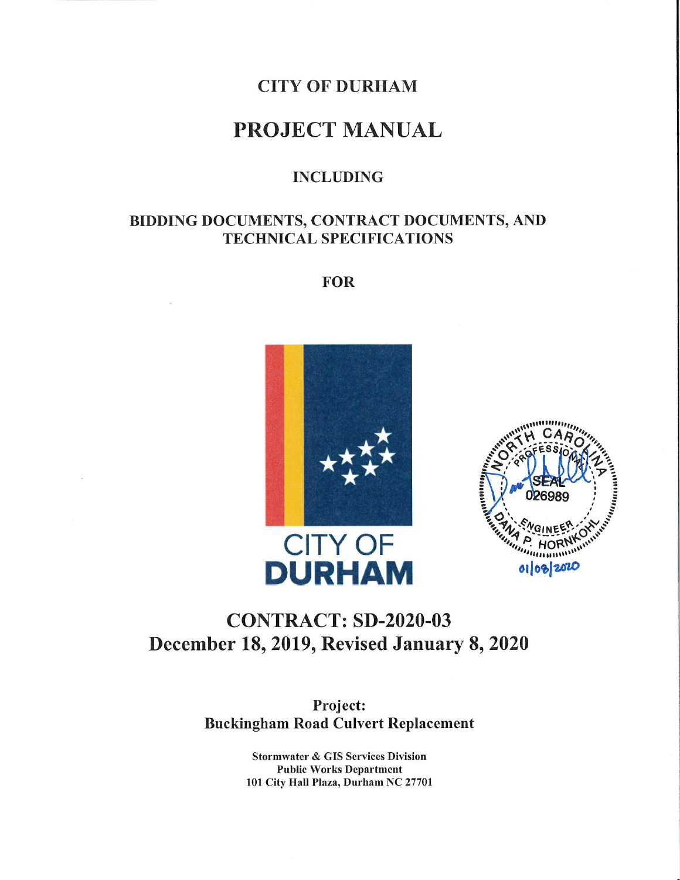# CITY OF DURHAM

# PROJECT MANUAL

### INCLUDING

### BIDDING DOCUMENTS, CONTRACT DOCUMENTS, AND TECHNICAL SPECIFICATIONS

### FOR

CITY OF DURHAM

NORTH CAROLINA PROFESSIONAL SEAL 026989 ENGINEER DANA P. HORNKOHL 01/08/2020

## CONTRACT: SD-2020-03
## December 18, 2019, Revised January 8, 2020

**Project:**
**Buckingham Road Culvert Replacement**

**Stormwater & GIS Services Division**
**Public Works Department**
**101 City Hall Plaza, Durham NC 27701**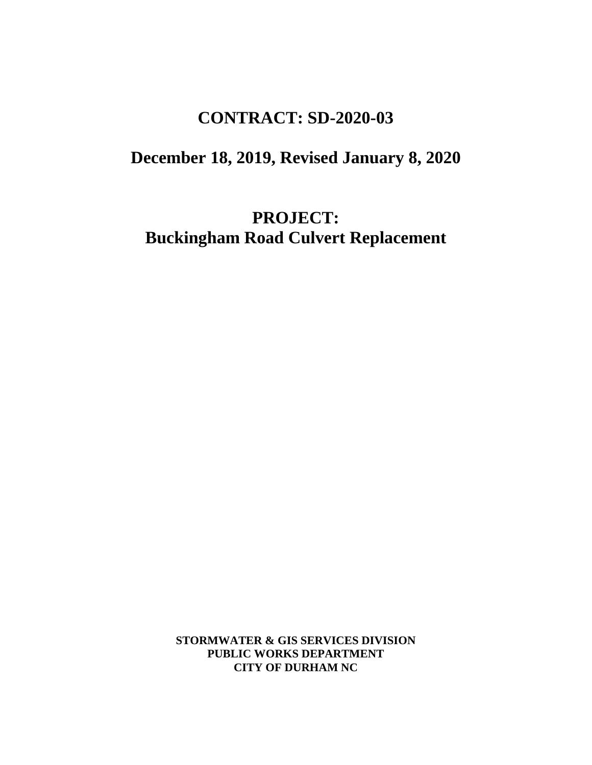# CONTRACT: SD-2020-03

## December 18, 2019, Revised January 8, 2020

## PROJECT:
## Buckingham Road Culvert Replacement

**STORMWATER & GIS SERVICES DIVISION**
**PUBLIC WORKS DEPARTMENT**
**CITY OF DURHAM NC**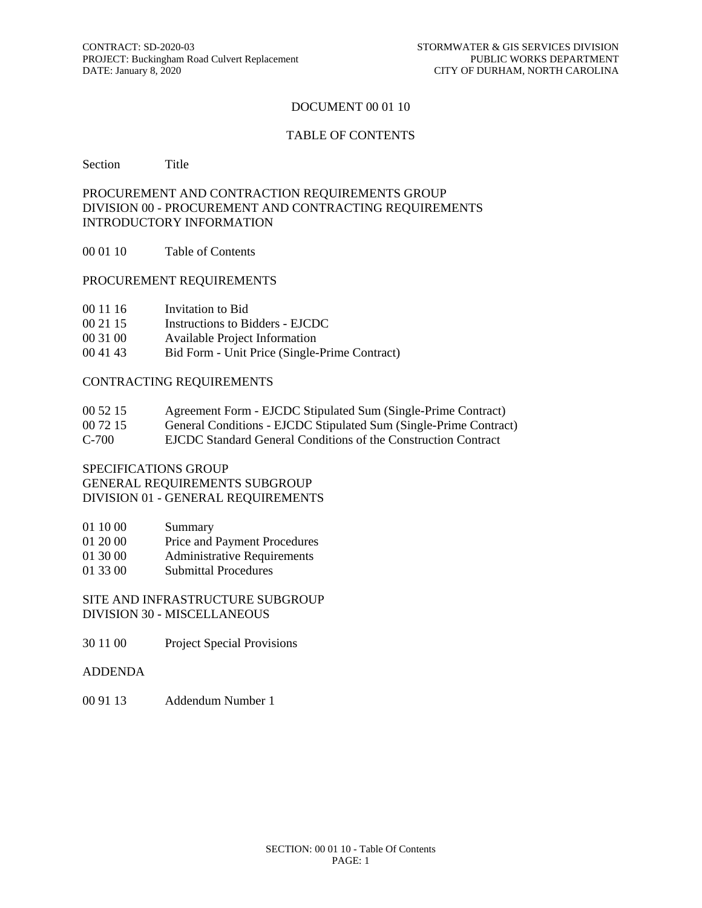# DOCUMENT 00 01 10

## TABLE OF CONTENTS

| Section | Title |
|---|---|

PROCUREMENT AND CONTRACTION REQUIREMENTS GROUP
DIVISION 00 - PROCUREMENT AND CONTRACTING REQUIREMENTS
INTRODUCTORY INFORMATION

| | |
|---|---|
| 00 01 10 | Table of Contents |

PROCUREMENT REQUIREMENTS

| | |
|---|---|
| 00 11 16 | Invitation to Bid |
| 00 21 15 | Instructions to Bidders - EJCDC |
| 00 31 00 | Available Project Information |
| 00 41 43 | Bid Form - Unit Price (Single-Prime Contract) |

CONTRACTING REQUIREMENTS

| | |
|---|---|
| 00 52 15 | Agreement Form - EJCDC Stipulated Sum (Single-Prime Contract) |
| 00 72 15 | General Conditions - EJCDC Stipulated Sum (Single-Prime Contract) |
| C-700 | EJCDC Standard General Conditions of the Construction Contract |

SPECIFICATIONS GROUP
GENERAL REQUIREMENTS SUBGROUP
DIVISION 01 - GENERAL REQUIREMENTS

| | |
|---|---|
| 01 10 00 | Summary |
| 01 20 00 | Price and Payment Procedures |
| 01 30 00 | Administrative Requirements |
| 01 33 00 | Submittal Procedures |

SITE AND INFRASTRUCTURE SUBGROUP
DIVISION 30 - MISCELLANEOUS

| | |
|---|---|
| 30 11 00 | Project Special Provisions |

ADDENDA

| | |
|---|---|
| 00 91 13 | Addendum Number 1 |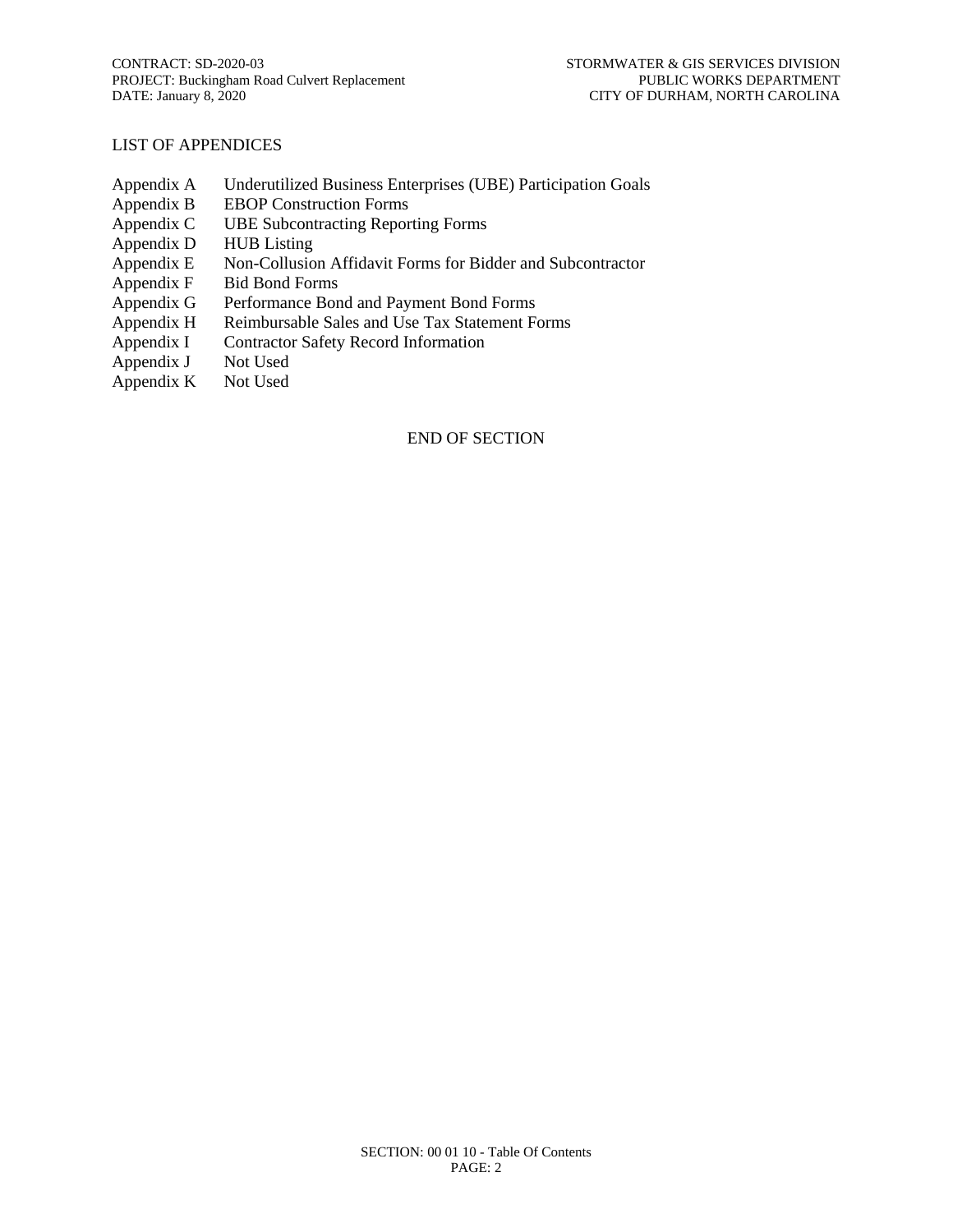LIST OF APPENDICES

| | |
|---|---|
| Appendix A | Underutilized Business Enterprises (UBE) Participation Goals |
| Appendix B | EBOP Construction Forms |
| Appendix C | UBE Subcontracting Reporting Forms |
| Appendix D | HUB Listing |
| Appendix E | Non-Collusion Affidavit Forms for Bidder and Subcontractor |
| Appendix F | Bid Bond Forms |
| Appendix G | Performance Bond and Payment Bond Forms |
| Appendix H | Reimbursable Sales and Use Tax Statement Forms |
| Appendix I | Contractor Safety Record Information |
| Appendix J | Not Used |
| Appendix K | Not Used |

END OF SECTION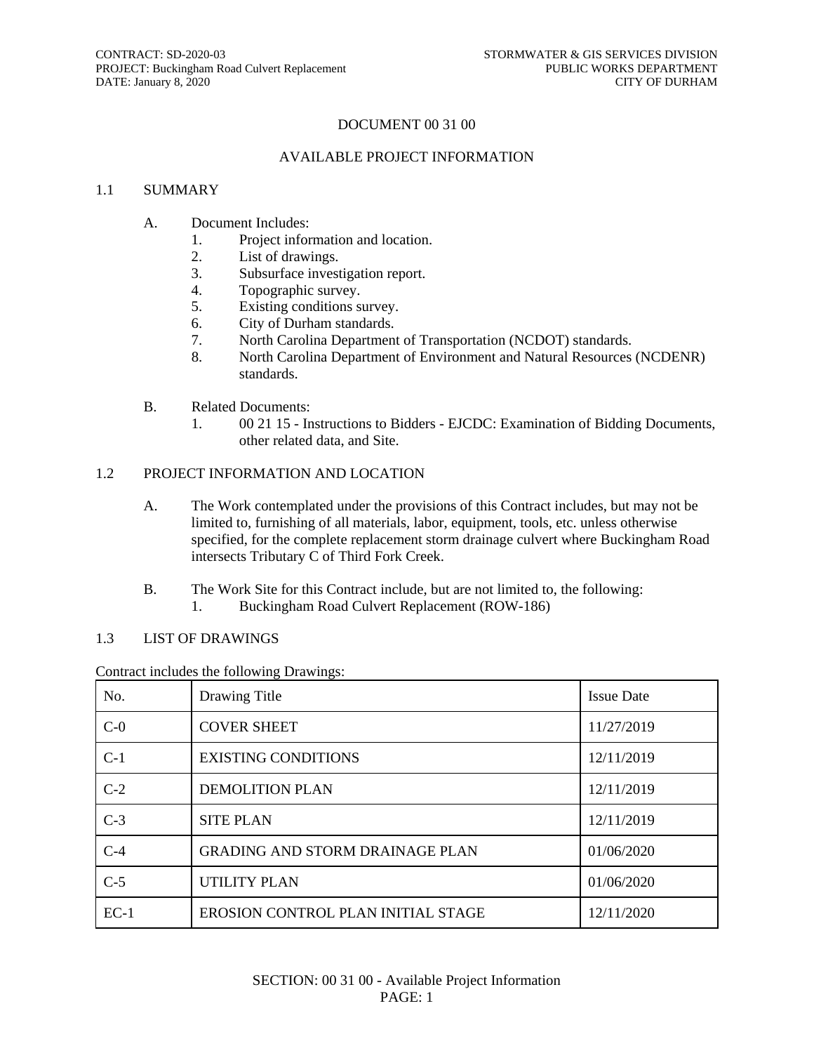# DOCUMENT 00 31 00

## AVAILABLE PROJECT INFORMATION

### 1.1 SUMMARY

A. Document Includes:
   1. Project information and location.
   2. List of drawings.
   3. Subsurface investigation report.
   4. Topographic survey.
   5. Existing conditions survey.
   6. City of Durham standards.
   7. North Carolina Department of Transportation (NCDOT) standards.
   8. North Carolina Department of Environment and Natural Resources (NCDENR) standards.

B. Related Documents:
   1. 00 21 15 - Instructions to Bidders - EJCDC: Examination of Bidding Documents, other related data, and Site.

### 1.2 PROJECT INFORMATION AND LOCATION

A. The Work contemplated under the provisions of this Contract includes, but may not be limited to, furnishing of all materials, labor, equipment, tools, etc. unless otherwise specified, for the complete replacement storm drainage culvert where Buckingham Road intersects Tributary C of Third Fork Creek.

B. The Work Site for this Contract include, but are not limited to, the following:
   1. Buckingham Road Culvert Replacement (ROW-186)

### 1.3 LIST OF DRAWINGS

Contract includes the following Drawings:

| No. | Drawing Title | Issue Date |
|---|---|---|
| C-0 | COVER SHEET | 11/27/2019 |
| C-1 | EXISTING CONDITIONS | 12/11/2019 |
| C-2 | DEMOLITION PLAN | 12/11/2019 |
| C-3 | SITE PLAN | 12/11/2019 |
| C-4 | GRADING AND STORM DRAINAGE PLAN | 01/06/2020 |
| C-5 | UTILITY PLAN | 01/06/2020 |
| EC-1 | EROSION CONTROL PLAN INITIAL STAGE | 12/11/2020 |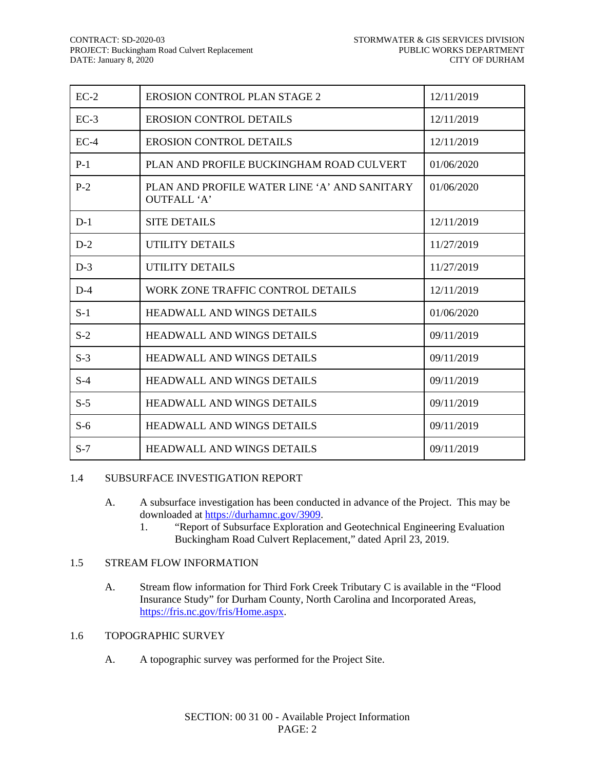| EC-2 | EROSION CONTROL PLAN STAGE 2 | 12/11/2019 |
|---|---|---|
| EC-3 | EROSION CONTROL DETAILS | 12/11/2019 |
| EC-4 | EROSION CONTROL DETAILS | 12/11/2019 |
| P-1 | PLAN AND PROFILE BUCKINGHAM ROAD CULVERT | 01/06/2020 |
| P-2 | PLAN AND PROFILE WATER LINE 'A' AND SANITARY OUTFALL 'A' | 01/06/2020 |
| D-1 | SITE DETAILS | 12/11/2019 |
| D-2 | UTILITY DETAILS | 11/27/2019 |
| D-3 | UTILITY DETAILS | 11/27/2019 |
| D-4 | WORK ZONE TRAFFIC CONTROL DETAILS | 12/11/2019 |
| S-1 | HEADWALL AND WINGS DETAILS | 01/06/2020 |
| S-2 | HEADWALL AND WINGS DETAILS | 09/11/2019 |
| S-3 | HEADWALL AND WINGS DETAILS | 09/11/2019 |
| S-4 | HEADWALL AND WINGS DETAILS | 09/11/2019 |
| S-5 | HEADWALL AND WINGS DETAILS | 09/11/2019 |
| S-6 | HEADWALL AND WINGS DETAILS | 09/11/2019 |
| S-7 | HEADWALL AND WINGS DETAILS | 09/11/2019 |

## 1.4 SUBSURFACE INVESTIGATION REPORT

A. A subsurface investigation has been conducted in advance of the Project. This may be downloaded at https://durhamnc.gov/3909.

1. "Report of Subsurface Exploration and Geotechnical Engineering Evaluation Buckingham Road Culvert Replacement," dated April 23, 2019.

## 1.5 STREAM FLOW INFORMATION

A. Stream flow information for Third Fork Creek Tributary C is available in the "Flood Insurance Study" for Durham County, North Carolina and Incorporated Areas, https://fris.nc.gov/fris/Home.aspx.

## 1.6 TOPOGRAPHIC SURVEY

A. A topographic survey was performed for the Project Site.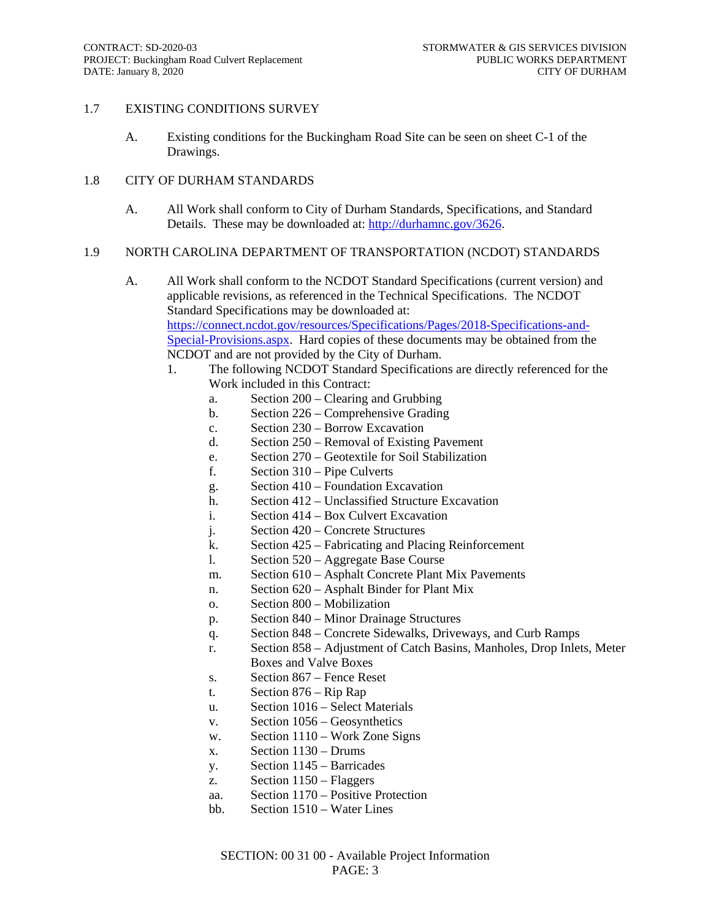## 1.7 EXISTING CONDITIONS SURVEY

A. Existing conditions for the Buckingham Road Site can be seen on sheet C-1 of the Drawings.

## 1.8 CITY OF DURHAM STANDARDS

A. All Work shall conform to City of Durham Standards, Specifications, and Standard Details. These may be downloaded at: http://durhamnc.gov/3626.

## 1.9 NORTH CAROLINA DEPARTMENT OF TRANSPORTATION (NCDOT) STANDARDS

A. All Work shall conform to the NCDOT Standard Specifications (current version) and applicable revisions, as referenced in the Technical Specifications. The NCDOT Standard Specifications may be downloaded at: https://connect.ncdot.gov/resources/Specifications/Pages/2018-Specifications-and-Special-Provisions.aspx. Hard copies of these documents may be obtained from the NCDOT and are not provided by the City of Durham.

1. The following NCDOT Standard Specifications are directly referenced for the Work included in this Contract:
   - a. Section 200 – Clearing and Grubbing
   - b. Section 226 – Comprehensive Grading
   - c. Section 230 – Borrow Excavation
   - d. Section 250 – Removal of Existing Pavement
   - e. Section 270 – Geotextile for Soil Stabilization
   - f. Section 310 – Pipe Culverts
   - g. Section 410 – Foundation Excavation
   - h. Section 412 – Unclassified Structure Excavation
   - i. Section 414 – Box Culvert Excavation
   - j. Section 420 – Concrete Structures
   - k. Section 425 – Fabricating and Placing Reinforcement
   - l. Section 520 – Aggregate Base Course
   - m. Section 610 – Asphalt Concrete Plant Mix Pavements
   - n. Section 620 – Asphalt Binder for Plant Mix
   - o. Section 800 – Mobilization
   - p. Section 840 – Minor Drainage Structures
   - q. Section 848 – Concrete Sidewalks, Driveways, and Curb Ramps
   - r. Section 858 – Adjustment of Catch Basins, Manholes, Drop Inlets, Meter Boxes and Valve Boxes
   - s. Section 867 – Fence Reset
   - t. Section 876 – Rip Rap
   - u. Section 1016 – Select Materials
   - v. Section 1056 – Geosynthetics
   - w. Section 1110 – Work Zone Signs
   - x. Section 1130 – Drums
   - y. Section 1145 – Barricades
   - z. Section 1150 – Flaggers
   - aa. Section 1170 – Positive Protection
   - bb. Section 1510 – Water Lines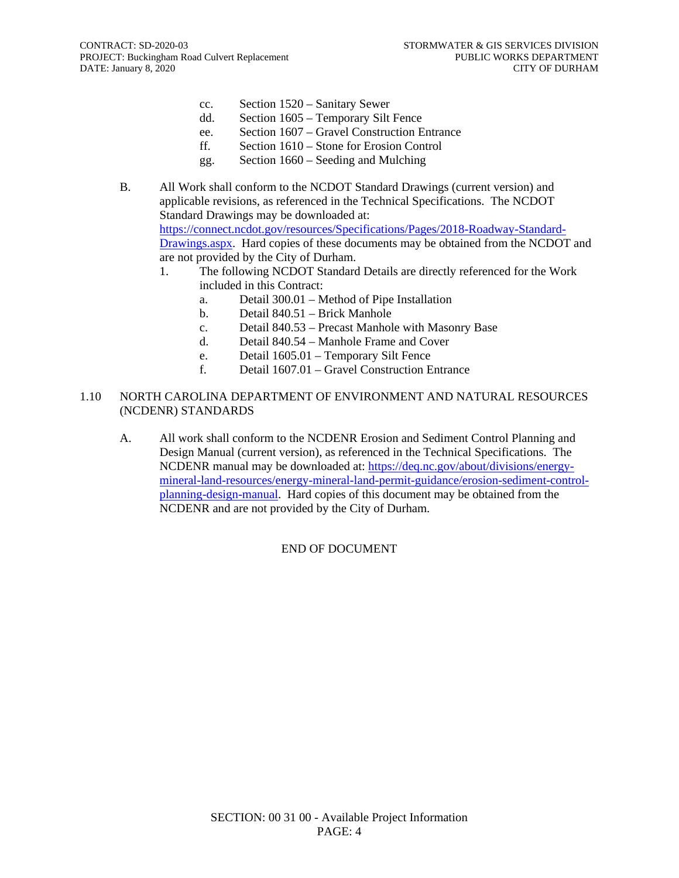cc. Section 1520 – Sanitary Sewer
dd. Section 1605 – Temporary Silt Fence
ee. Section 1607 – Gravel Construction Entrance
ff. Section 1610 – Stone for Erosion Control
gg. Section 1660 – Seeding and Mulching

B. All Work shall conform to the NCDOT Standard Drawings (current version) and applicable revisions, as referenced in the Technical Specifications. The NCDOT Standard Drawings may be downloaded at: [https://connect.ncdot.gov/resources/Specifications/Pages/2018-Roadway-Standard-Drawings.aspx](https://connect.ncdot.gov/resources/Specifications/Pages/2018-Roadway-Standard-Drawings.aspx). Hard copies of these documents may be obtained from the NCDOT and are not provided by the City of Durham.

1. The following NCDOT Standard Details are directly referenced for the Work included in this Contract:
   a. Detail 300.01 – Method of Pipe Installation
   b. Detail 840.51 – Brick Manhole
   c. Detail 840.53 – Precast Manhole with Masonry Base
   d. Detail 840.54 – Manhole Frame and Cover
   e. Detail 1605.01 – Temporary Silt Fence
   f. Detail 1607.01 – Gravel Construction Entrance

## 1.10 NORTH CAROLINA DEPARTMENT OF ENVIRONMENT AND NATURAL RESOURCES (NCDENR) STANDARDS

A. All work shall conform to the NCDENR Erosion and Sediment Control Planning and Design Manual (current version), as referenced in the Technical Specifications. The NCDENR manual may be downloaded at: [https://deq.nc.gov/about/divisions/energy-mineral-land-resources/energy-mineral-land-permit-guidance/erosion-sediment-control-planning-design-manual](https://deq.nc.gov/about/divisions/energy-mineral-land-resources/energy-mineral-land-permit-guidance/erosion-sediment-control-planning-design-manual). Hard copies of this document may be obtained from the NCDENR and are not provided by the City of Durham.

END OF DOCUMENT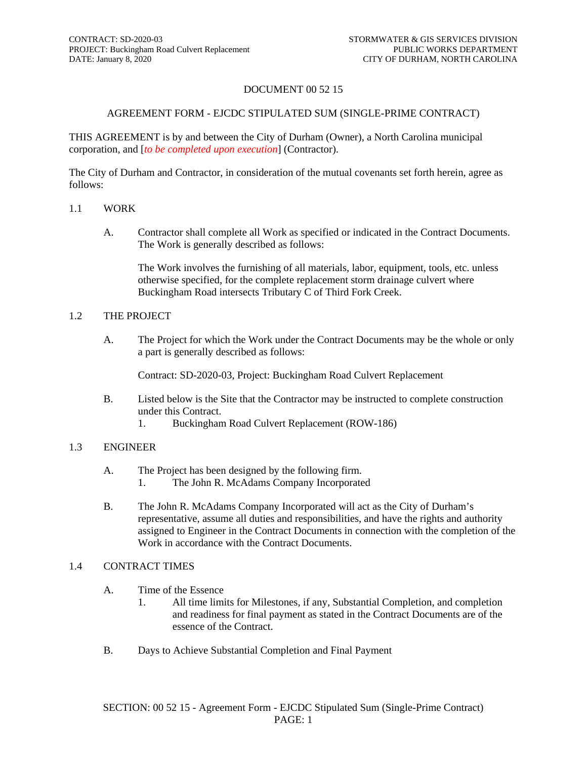# DOCUMENT 00 52 15

## AGREEMENT FORM - EJCDC STIPULATED SUM (SINGLE-PRIME CONTRACT)

THIS AGREEMENT is by and between the City of Durham (Owner), a North Carolina municipal corporation, and [*to be completed upon execution*] (Contractor).

The City of Durham and Contractor, in consideration of the mutual covenants set forth herein, agree as follows:

### 1.1 WORK

A. Contractor shall complete all Work as specified or indicated in the Contract Documents. The Work is generally described as follows:

The Work involves the furnishing of all materials, labor, equipment, tools, etc. unless otherwise specified, for the complete replacement storm drainage culvert where Buckingham Road intersects Tributary C of Third Fork Creek.

### 1.2 THE PROJECT

A. The Project for which the Work under the Contract Documents may be the whole or only a part is generally described as follows:

Contract: SD-2020-03, Project: Buckingham Road Culvert Replacement

B. Listed below is the Site that the Contractor may be instructed to complete construction under this Contract.

1. Buckingham Road Culvert Replacement (ROW-186)

### 1.3 ENGINEER

A. The Project has been designed by the following firm.

1. The John R. McAdams Company Incorporated

B. The John R. McAdams Company Incorporated will act as the City of Durham's representative, assume all duties and responsibilities, and have the rights and authority assigned to Engineer in the Contract Documents in connection with the completion of the Work in accordance with the Contract Documents.

### 1.4 CONTRACT TIMES

A. Time of the Essence

1. All time limits for Milestones, if any, Substantial Completion, and completion and readiness for final payment as stated in the Contract Documents are of the essence of the Contract.

B. Days to Achieve Substantial Completion and Final Payment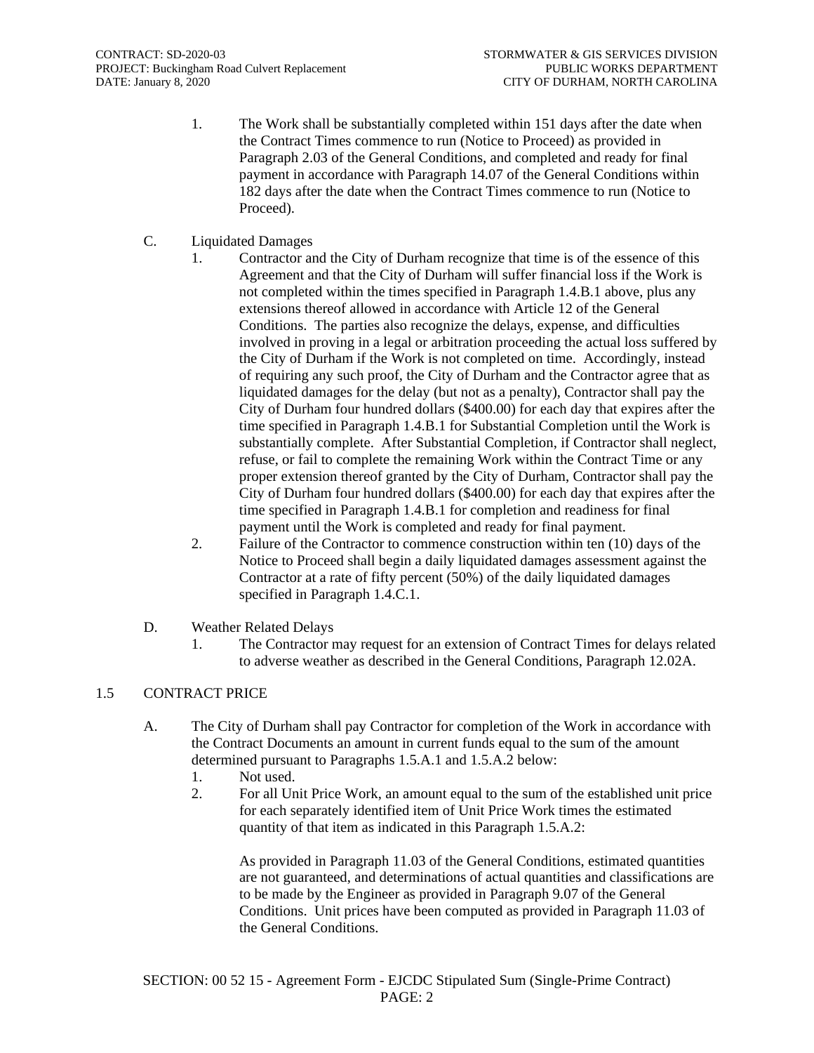1. The Work shall be substantially completed within 151 days after the date when the Contract Times commence to run (Notice to Proceed) as provided in Paragraph 2.03 of the General Conditions, and completed and ready for final payment in accordance with Paragraph 14.07 of the General Conditions within 182 days after the date when the Contract Times commence to run (Notice to Proceed).

C. Liquidated Damages

1. Contractor and the City of Durham recognize that time is of the essence of this Agreement and that the City of Durham will suffer financial loss if the Work is not completed within the times specified in Paragraph 1.4.B.1 above, plus any extensions thereof allowed in accordance with Article 12 of the General Conditions. The parties also recognize the delays, expense, and difficulties involved in proving in a legal or arbitration proceeding the actual loss suffered by the City of Durham if the Work is not completed on time. Accordingly, instead of requiring any such proof, the City of Durham and the Contractor agree that as liquidated damages for the delay (but not as a penalty), Contractor shall pay the City of Durham four hundred dollars ($400.00) for each day that expires after the time specified in Paragraph 1.4.B.1 for Substantial Completion until the Work is substantially complete. After Substantial Completion, if Contractor shall neglect, refuse, or fail to complete the remaining Work within the Contract Time or any proper extension thereof granted by the City of Durham, Contractor shall pay the City of Durham four hundred dollars ($400.00) for each day that expires after the time specified in Paragraph 1.4.B.1 for completion and readiness for final payment until the Work is completed and ready for final payment.
2. Failure of the Contractor to commence construction within ten (10) days of the Notice to Proceed shall begin a daily liquidated damages assessment against the Contractor at a rate of fifty percent (50%) of the daily liquidated damages specified in Paragraph 1.4.C.1.

D. Weather Related Delays

1. The Contractor may request for an extension of Contract Times for delays related to adverse weather as described in the General Conditions, Paragraph 12.02A.

## 1.5 CONTRACT PRICE

A. The City of Durham shall pay Contractor for completion of the Work in accordance with the Contract Documents an amount in current funds equal to the sum of the amount determined pursuant to Paragraphs 1.5.A.1 and 1.5.A.2 below:

1. Not used.
2. For all Unit Price Work, an amount equal to the sum of the established unit price for each separately identified item of Unit Price Work times the estimated quantity of that item as indicated in this Paragraph 1.5.A.2:

   As provided in Paragraph 11.03 of the General Conditions, estimated quantities are not guaranteed, and determinations of actual quantities and classifications are to be made by the Engineer as provided in Paragraph 9.07 of the General Conditions. Unit prices have been computed as provided in Paragraph 11.03 of the General Conditions.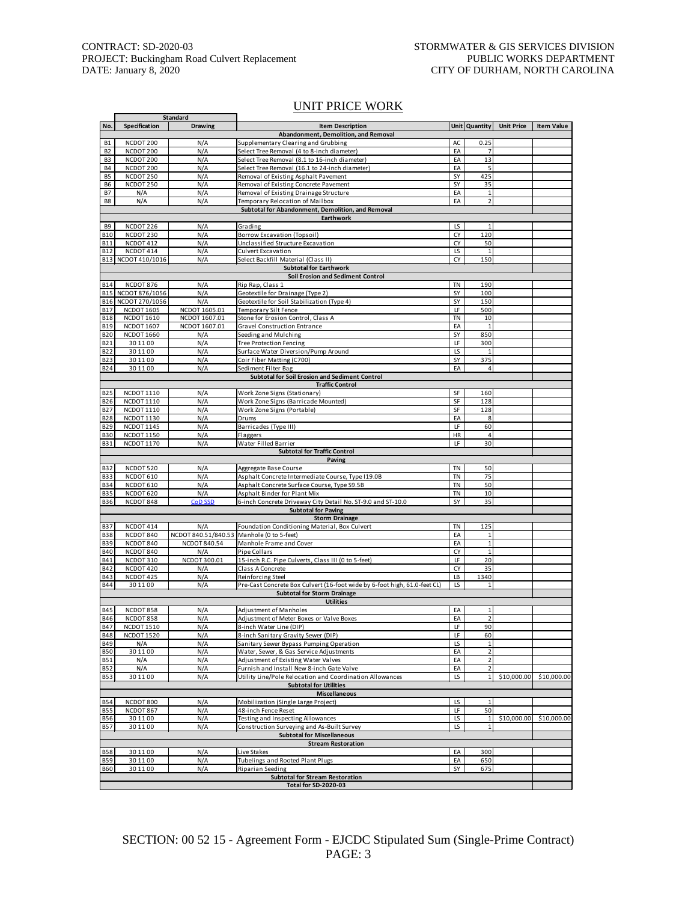CONTRACT: SD-2020-03
PROJECT: Buckingham Road Culvert Replacement
DATE: January 8, 2020

STORMWATER & GIS SERVICES DIVISION
PUBLIC WORKS DEPARTMENT
CITY OF DURHAM, NORTH CAROLINA

## UNIT PRICE WORK

| No. | Standard Specification | Standard Drawing | Item Description | Unit | Quantity | Unit Price | Item Value |
|---|---|---|---|---|---|---|---|
| | | | **Abandonment, Demolition, and Removal** | | | | |
| B1 | NCDOT 200 | N/A | Supplementary Clearing and Grubbing | AC | 0.25 | | |
| B2 | NCDOT 200 | N/A | Select Tree Removal (4 to 8-inch diameter) | EA | 7 | | |
| B3 | NCDOT 200 | N/A | Select Tree Removal (8.1 to 16-inch diameter) | EA | 13 | | |
| B4 | NCDOT 200 | N/A | Select Tree Removal (16.1 to 24-inch diameter) | EA | 5 | | |
| B5 | NCDOT 250 | N/A | Removal of Existing Asphalt Pavement | SY | 425 | | |
| B6 | NCDOT 250 | N/A | Removal of Existing Concrete Pavement | SY | 35 | | |
| B7 | N/A | N/A | Removal of Existing Drainage Structure | EA | 1 | | |
| B8 | N/A | N/A | Temporary Relocation of Mailbox | EA | 2 | | |
| | | | **Subtotal for Abandonment, Demolition, and Removal** | | | | |
| | | | **Earthwork** | | | | |
| B9 | NCDOT 226 | N/A | Grading | LS | 1 | | |
| B10 | NCDOT 230 | N/A | Borrow Excavation (Topsoil) | CY | 120 | | |
| B11 | NCDOT 412 | N/A | Unclassified Structure Excavation | CY | 50 | | |
| B12 | NCDOT 414 | N/A | Culvert Excavation | LS | 1 | | |
| B13 | NCDOT 410/1016 | N/A | Select Backfill Material (Class II) | CY | 150 | | |
| | | | **Subtotal for Earthwork** | | | | |
| | | | **Soil Erosion and Sediment Control** | | | | |
| B14 | NCDOT 876 | N/A | Rip Rap, Class 1 | TN | 190 | | |
| B15 | NCDOT 876/1056 | N/A | Geotextile for Drainage (Type 2) | SY | 100 | | |
| B16 | NCDOT 270/1056 | N/A | Geotextile for Soil Stabilization (Type 4) | SY | 150 | | |
| B17 | NCDOT 1605 | NCDOT 1605.01 | Temporary Silt Fence | LF | 500 | | |
| B18 | NCDOT 1610 | NCDOT 1607.01 | Stone for Erosion Control, Class A | TN | 10 | | |
| B19 | NCDOT 1607 | NCDOT 1607.01 | Gravel Construction Entrance | EA | 1 | | |
| B20 | NCDOT 1660 | N/A | Seeding and Mulching | SY | 850 | | |
| B21 | 30 11 00 | N/A | Tree Protection Fencing | LF | 300 | | |
| B22 | 30 11 00 | N/A | Surface Water Diversion/Pump Around | LS | 1 | | |
| B23 | 30 11 00 | N/A | Coir Fiber Matting (C700) | SY | 375 | | |
| B24 | 30 11 00 | N/A | Sediment Filter Bag | EA | 4 | | |
| | | | **Subtotal for Soil Erosion and Sediment Control** | | | | |
| | | | **Traffic Control** | | | | |
| B25 | NCDOT 1110 | N/A | Work Zone Signs (Stationary) | SF | 160 | | |
| B26 | NCDOT 1110 | N/A | Work Zone Signs (Barricade Mounted) | SF | 128 | | |
| B27 | NCDOT 1110 | N/A | Work Zone Signs (Portable) | SF | 128 | | |
| B28 | NCDOT 1130 | N/A | Drums | EA | 8 | | |
| B29 | NCDOT 1145 | N/A | Barricades (Type III) | LF | 60 | | |
| B30 | NCDOT 1150 | N/A | Flaggers | HR | 4 | | |
| B31 | NCDOT 1170 | N/A | Water Filled Barrier | LF | 30 | | |
| | | | **Subtotal for Traffic Control** | | | | |
| | | | **Paving** | | | | |
| B32 | NCDOT 520 | N/A | Aggregate Base Course | TN | 50 | | |
| B33 | NCDOT 610 | N/A | Asphalt Concrete Intermediate Course, Type I19.0B | TN | 75 | | |
| B34 | NCDOT 610 | N/A | Asphalt Concrete Surface Course, Type S9.5B | TN | 50 | | |
| B35 | NCDOT 620 | N/A | Asphalt Binder for Plant Mix | TN | 10 | | |
| B36 | NCDOT 848 | CoD SSD | 6-inch Concrete Driveway City Detail No. ST-9.0 and ST-10.0 | SY | 35 | | |
| | | | **Subtotal for Paving** | | | | |
| | | | **Storm Drainage** | | | | |
| B37 | NCDOT 414 | N/A | Foundation Conditioning Material, Box Culvert | TN | 125 | | |
| B38 | NCDOT 840 | NCDOT 840.51/840.53 | Manhole (0 to 5-feet) | EA | 1 | | |
| B39 | NCDOT 840 | NCDOT 840.54 | Manhole Frame and Cover | EA | 1 | | |
| B40 | NCDOT 840 | N/A | Pipe Collars | CY | 1 | | |
| B41 | NCDOT 310 | NCDOT 300.01 | 15-inch R.C. Pipe Culverts, Class III (0 to 5-feet) | LF | 20 | | |
| B42 | NCDOT 420 | N/A | Class A Concrete | CY | 35 | | |
| B43 | NCDOT 425 | N/A | Reinforcing Steel | LB | 1340 | | |
| B44 | 30 11 00 | N/A | Pre-Cast Concrete Box Culvert (16-foot wide by 6-foot high, 61.0-feet CL) | LS | 1 | | |
| | | | **Subtotal for Storm Drainage** | | | | |
| | | | **Utilities** | | | | |
| B45 | NCDOT 858 | N/A | Adjustment of Manholes | EA | 1 | | |
| B46 | NCDOT 858 | N/A | Adjustment of Meter Boxes or Valve Boxes | EA | 2 | | |
| B47 | NCDOT 1510 | N/A | 8-inch Water Line (DIP) | LF | 90 | | |
| B48 | NCDOT 1520 | N/A | 8-inch Sanitary Gravity Sewer (DIP) | LF | 60 | | |
| B49 | N/A | N/A | Sanitary Sewer Bypass Pumping Operation | LS | 1 | | |
| B50 | 30 11 00 | N/A | Water, Sewer, & Gas Service Adjustments | EA | 2 | | |
| B51 | N/A | N/A | Adjustment of Existing Water Valves | EA | 2 | | |
| B52 | N/A | N/A | Furnish and Install New 8-inch Gate Valve | EA | 2 | | |
| B53 | 30 11 00 | N/A | Utility Line/Pole Relocation and Coordination Allowances | LS | 1 | $10,000.00 | $10,000.00 |
| | | | **Subtotal for Utilities** | | | | |
| | | | **Miscellaneous** | | | | |
| B54 | NCDOT 800 | N/A | Mobilization (Single Large Project) | LS | 1 | | |
| B55 | NCDOT 867 | N/A | 48-inch Fence Reset | LF | 50 | | |
| B56 | 30 11 00 | N/A | Testing and Inspecting Allowances | LS | 1 | $10,000.00 | $10,000.00 |
| B57 | 30 11 00 | N/A | Construction Surveying and As-Built Survey | LS | 1 | | |
| | | | **Subtotal for Miscellaneous** | | | | |
| | | | **Stream Restoration** | | | | |
| B58 | 30 11 00 | N/A | Live Stakes | EA | 300 | | |
| B59 | 30 11 00 | N/A | Tubelings and Rooted Plant Plugs | EA | 650 | | |
| B60 | 30 11 00 | N/A | Riparian Seeding | SY | 675 | | |
| | | | **Subtotal for Stream Restoration** | | | | |
| | | | **Total for SD-2020-03** | | | | |

SECTION: 00 52 15 - Agreement Form - EJCDC Stipulated Sum (Single-Prime Contract)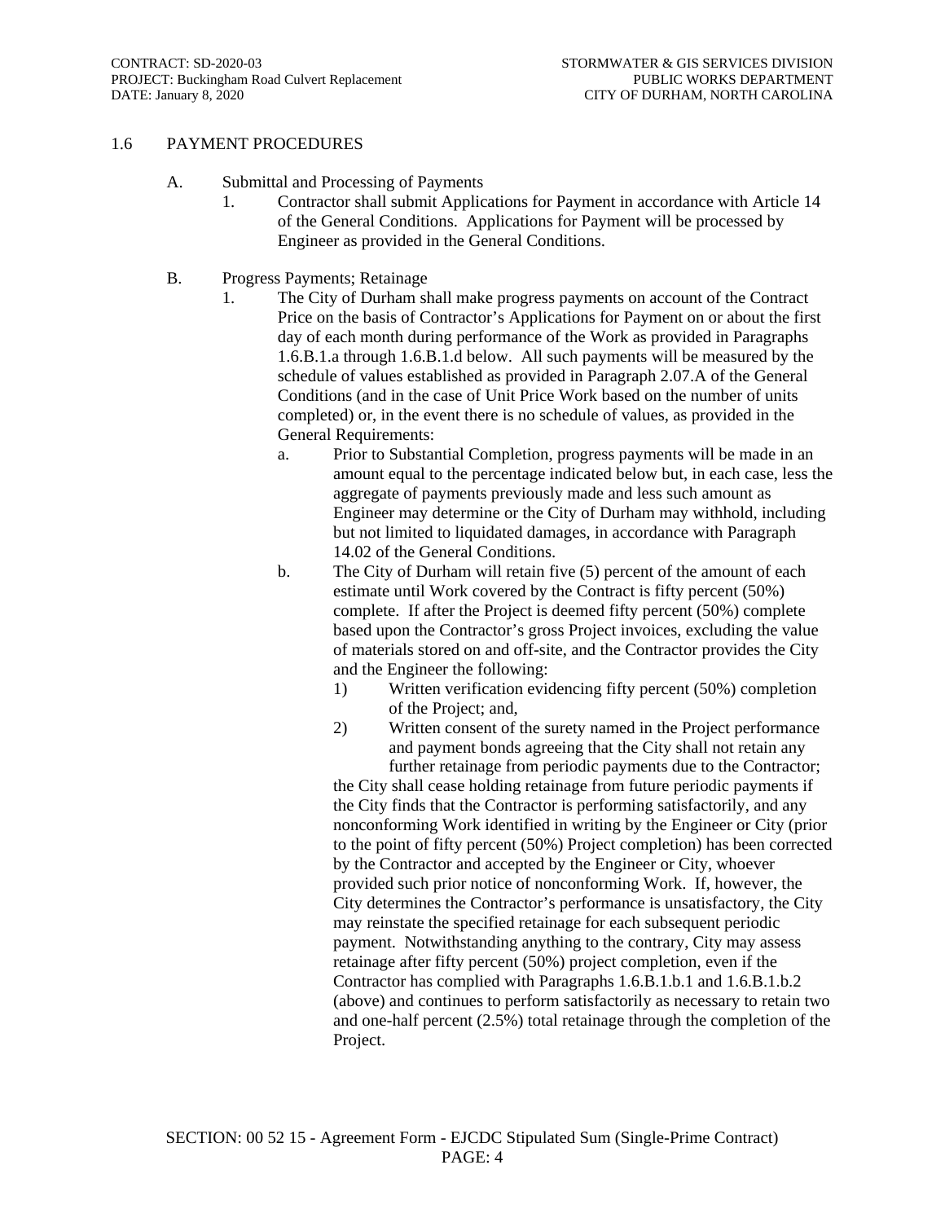## 1.6 PAYMENT PROCEDURES

A. Submittal and Processing of Payments

1. Contractor shall submit Applications for Payment in accordance with Article 14 of the General Conditions. Applications for Payment will be processed by Engineer as provided in the General Conditions.

B. Progress Payments; Retainage

1. The City of Durham shall make progress payments on account of the Contract Price on the basis of Contractor's Applications for Payment on or about the first day of each month during performance of the Work as provided in Paragraphs 1.6.B.1.a through 1.6.B.1.d below. All such payments will be measured by the schedule of values established as provided in Paragraph 2.07.A of the General Conditions (and in the case of Unit Price Work based on the number of units completed) or, in the event there is no schedule of values, as provided in the General Requirements:

   a. Prior to Substantial Completion, progress payments will be made in an amount equal to the percentage indicated below but, in each case, less the aggregate of payments previously made and less such amount as Engineer may determine or the City of Durham may withhold, including but not limited to liquidated damages, in accordance with Paragraph 14.02 of the General Conditions.

   b. The City of Durham will retain five (5) percent of the amount of each estimate until Work covered by the Contract is fifty percent (50%) complete. If after the Project is deemed fifty percent (50%) complete based upon the Contractor's gross Project invoices, excluding the value of materials stored on and off-site, and the Contractor provides the City and the Engineer the following:

      1) Written verification evidencing fifty percent (50%) completion of the Project; and,

      2) Written consent of the surety named in the Project performance and payment bonds agreeing that the City shall not retain any further retainage from periodic payments due to the Contractor;

   the City shall cease holding retainage from future periodic payments if the City finds that the Contractor is performing satisfactorily, and any nonconforming Work identified in writing by the Engineer or City (prior to the point of fifty percent (50%) Project completion) has been corrected by the Contractor and accepted by the Engineer or City, whoever provided such prior notice of nonconforming Work. If, however, the City determines the Contractor's performance is unsatisfactory, the City may reinstate the specified retainage for each subsequent periodic payment. Notwithstanding anything to the contrary, City may assess retainage after fifty percent (50%) project completion, even if the Contractor has complied with Paragraphs 1.6.B.1.b.1 and 1.6.B.1.b.2 (above) and continues to perform satisfactorily as necessary to retain two and one-half percent (2.5%) total retainage through the completion of the Project.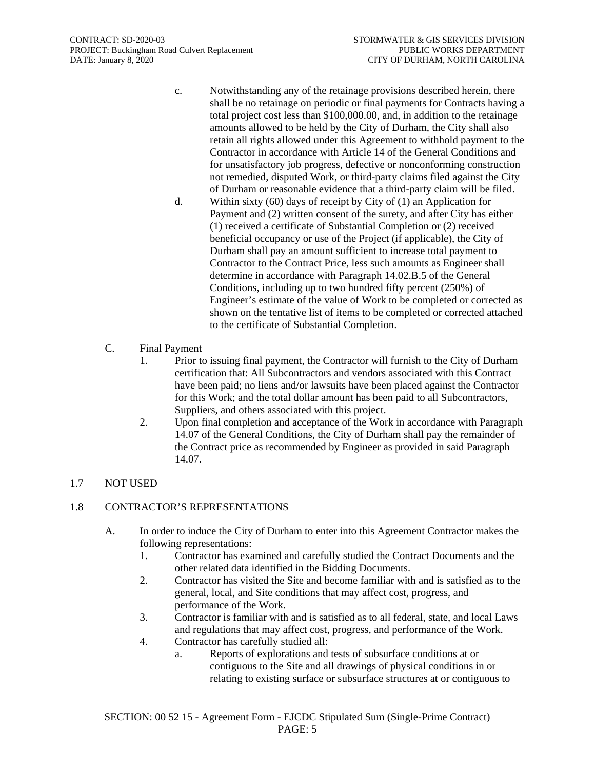c. Notwithstanding any of the retainage provisions described herein, there shall be no retainage on periodic or final payments for Contracts having a total project cost less than $100,000.00, and, in addition to the retainage amounts allowed to be held by the City of Durham, the City shall also retain all rights allowed under this Agreement to withhold payment to the Contractor in accordance with Article 14 of the General Conditions and for unsatisfactory job progress, defective or nonconforming construction not remedied, disputed Work, or third-party claims filed against the City of Durham or reasonable evidence that a third-party claim will be filed.

d. Within sixty (60) days of receipt by City of (1) an Application for Payment and (2) written consent of the surety, and after City has either (1) received a certificate of Substantial Completion or (2) received beneficial occupancy or use of the Project (if applicable), the City of Durham shall pay an amount sufficient to increase total payment to Contractor to the Contract Price, less such amounts as Engineer shall determine in accordance with Paragraph 14.02.B.5 of the General Conditions, including up to two hundred fifty percent (250%) of Engineer's estimate of the value of Work to be completed or corrected as shown on the tentative list of items to be completed or corrected attached to the certificate of Substantial Completion.

C. Final Payment

1. Prior to issuing final payment, the Contractor will furnish to the City of Durham certification that: All Subcontractors and vendors associated with this Contract have been paid; no liens and/or lawsuits have been placed against the Contractor for this Work; and the total dollar amount has been paid to all Subcontractors, Suppliers, and others associated with this project.
2. Upon final completion and acceptance of the Work in accordance with Paragraph 14.07 of the General Conditions, the City of Durham shall pay the remainder of the Contract price as recommended by Engineer as provided in said Paragraph 14.07.

## 1.7 NOT USED

## 1.8 CONTRACTOR'S REPRESENTATIONS

A. In order to induce the City of Durham to enter into this Agreement Contractor makes the following representations:

1. Contractor has examined and carefully studied the Contract Documents and the other related data identified in the Bidding Documents.
2. Contractor has visited the Site and become familiar with and is satisfied as to the general, local, and Site conditions that may affect cost, progress, and performance of the Work.
3. Contractor is familiar with and is satisfied as to all federal, state, and local Laws and regulations that may affect cost, progress, and performance of the Work.
4. Contractor has carefully studied all:
   a. Reports of explorations and tests of subsurface conditions at or contiguous to the Site and all drawings of physical conditions in or relating to existing surface or subsurface structures at or contiguous to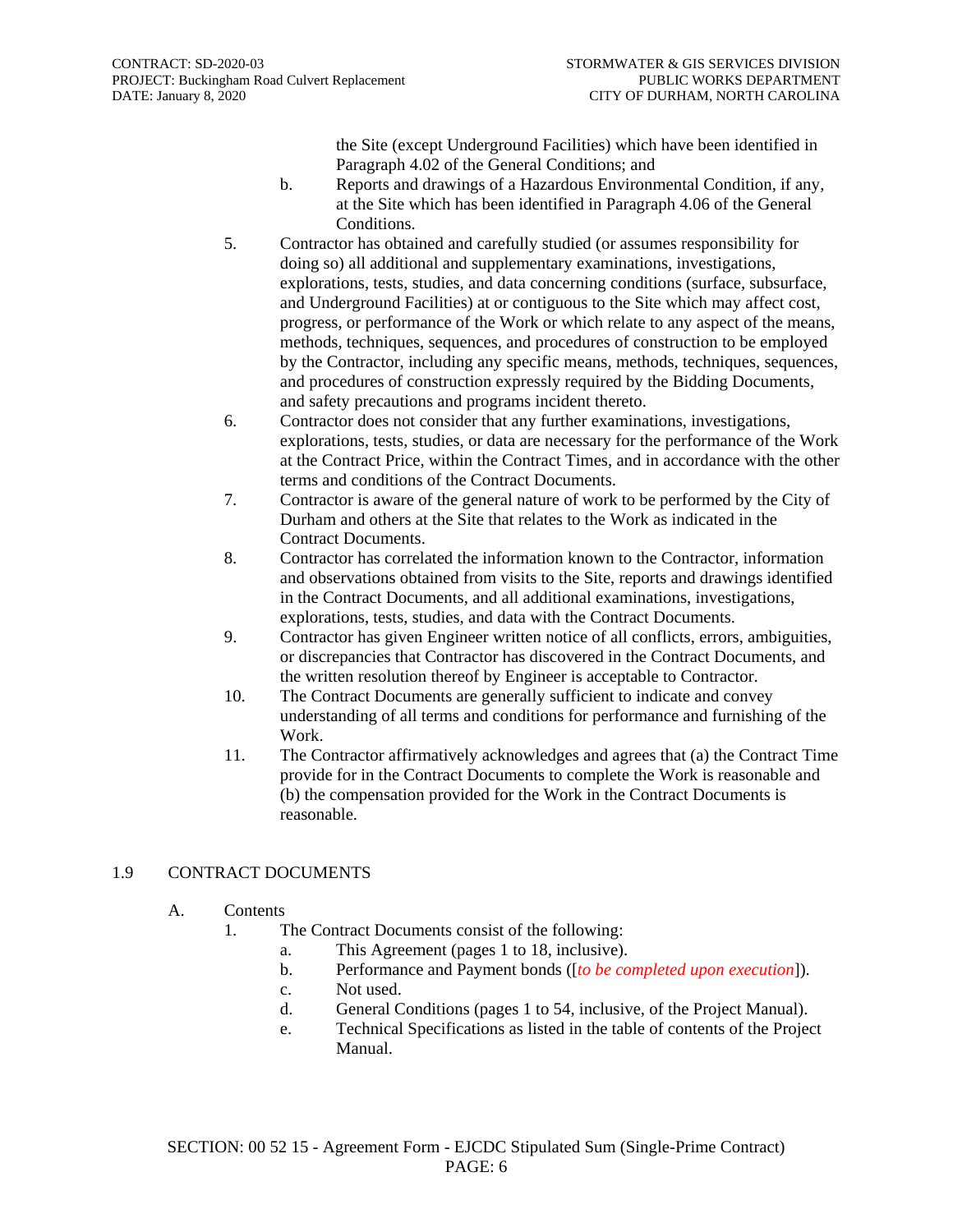the Site (except Underground Facilities) which have been identified in Paragraph 4.02 of the General Conditions; and

   b. Reports and drawings of a Hazardous Environmental Condition, if any, at the Site which has been identified in Paragraph 4.06 of the General Conditions.

5. Contractor has obtained and carefully studied (or assumes responsibility for doing so) all additional and supplementary examinations, investigations, explorations, tests, studies, and data concerning conditions (surface, subsurface, and Underground Facilities) at or contiguous to the Site which may affect cost, progress, or performance of the Work or which relate to any aspect of the means, methods, techniques, sequences, and procedures of construction to be employed by the Contractor, including any specific means, methods, techniques, sequences, and procedures of construction expressly required by the Bidding Documents, and safety precautions and programs incident thereto.
6. Contractor does not consider that any further examinations, investigations, explorations, tests, studies, or data are necessary for the performance of the Work at the Contract Price, within the Contract Times, and in accordance with the other terms and conditions of the Contract Documents.
7. Contractor is aware of the general nature of work to be performed by the City of Durham and others at the Site that relates to the Work as indicated in the Contract Documents.
8. Contractor has correlated the information known to the Contractor, information and observations obtained from visits to the Site, reports and drawings identified in the Contract Documents, and all additional examinations, investigations, explorations, tests, studies, and data with the Contract Documents.
9. Contractor has given Engineer written notice of all conflicts, errors, ambiguities, or discrepancies that Contractor has discovered in the Contract Documents, and the written resolution thereof by Engineer is acceptable to Contractor.
10. The Contract Documents are generally sufficient to indicate and convey understanding of all terms and conditions for performance and furnishing of the Work.
11. The Contractor affirmatively acknowledges and agrees that (a) the Contract Time provide for in the Contract Documents to complete the Work is reasonable and (b) the compensation provided for the Work in the Contract Documents is reasonable.

## 1.9 CONTRACT DOCUMENTS

A. Contents

1. The Contract Documents consist of the following:
   a. This Agreement (pages 1 to 18, inclusive).
   b. Performance and Payment bonds ([*to be completed upon execution*]).
   c. Not used.
   d. General Conditions (pages 1 to 54, inclusive, of the Project Manual).
   e. Technical Specifications as listed in the table of contents of the Project Manual.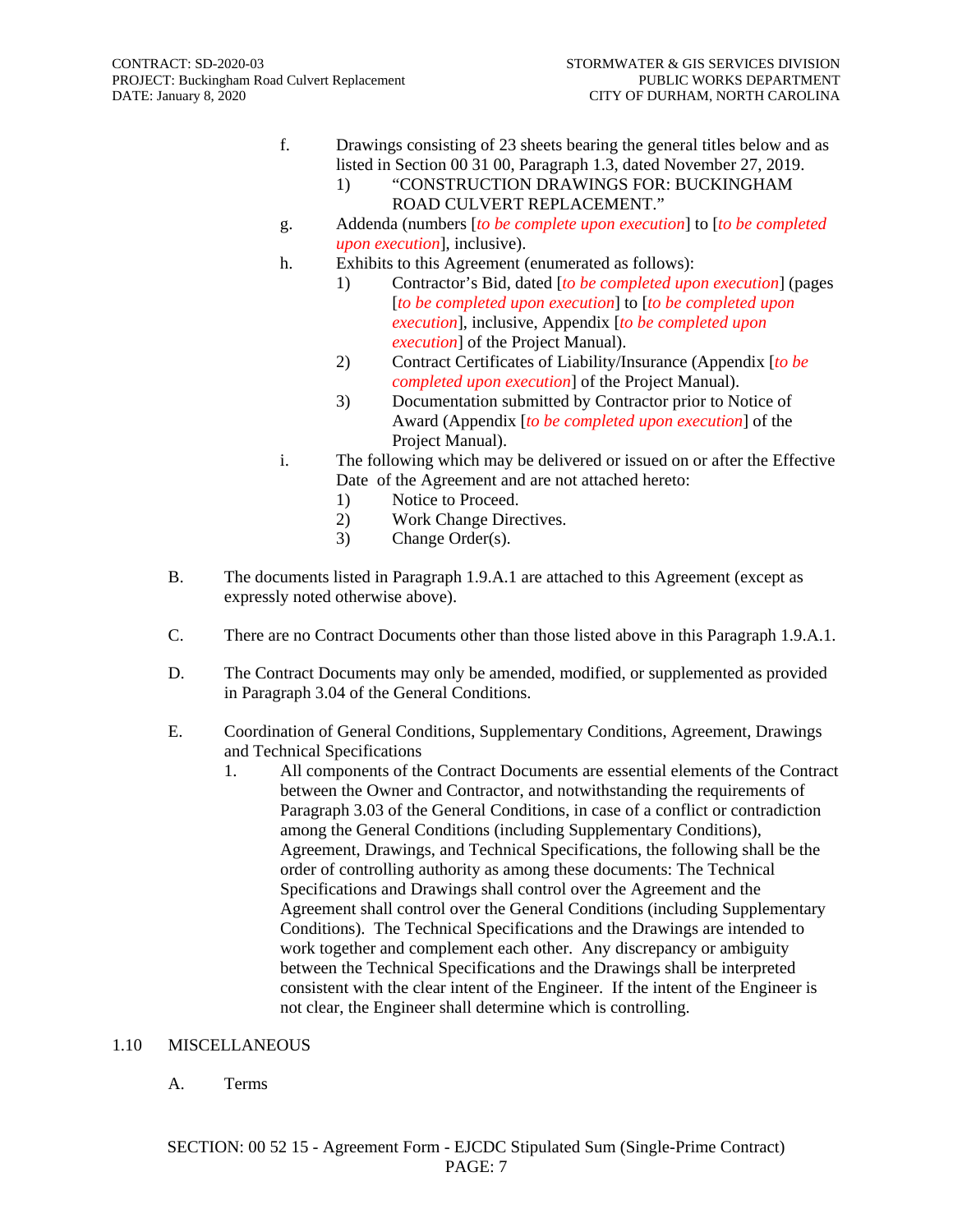f. Drawings consisting of 23 sheets bearing the general titles below and as listed in Section 00 31 00, Paragraph 1.3, dated November 27, 2019.
   1) "CONSTRUCTION DRAWINGS FOR: BUCKINGHAM ROAD CULVERT REPLACEMENT."

g. Addenda (numbers [*to be complete upon execution*] to [*to be completed upon execution*], inclusive).

h. Exhibits to this Agreement (enumerated as follows):
   1) Contractor's Bid, dated [*to be completed upon execution*] (pages [*to be completed upon execution*] to [*to be completed upon execution*], inclusive, Appendix [*to be completed upon execution*] of the Project Manual).
   2) Contract Certificates of Liability/Insurance (Appendix [*to be completed upon execution*] of the Project Manual).
   3) Documentation submitted by Contractor prior to Notice of Award (Appendix [*to be completed upon execution*] of the Project Manual).

i. The following which may be delivered or issued on or after the Effective Date of the Agreement and are not attached hereto:
   1) Notice to Proceed.
   2) Work Change Directives.
   3) Change Order(s).

B. The documents listed in Paragraph 1.9.A.1 are attached to this Agreement (except as expressly noted otherwise above).

C. There are no Contract Documents other than those listed above in this Paragraph 1.9.A.1.

D. The Contract Documents may only be amended, modified, or supplemented as provided in Paragraph 3.04 of the General Conditions.

E. Coordination of General Conditions, Supplementary Conditions, Agreement, Drawings and Technical Specifications
   1. All components of the Contract Documents are essential elements of the Contract between the Owner and Contractor, and notwithstanding the requirements of Paragraph 3.03 of the General Conditions, in case of a conflict or contradiction among the General Conditions (including Supplementary Conditions), Agreement, Drawings, and Technical Specifications, the following shall be the order of controlling authority as among these documents: The Technical Specifications and Drawings shall control over the Agreement and the Agreement shall control over the General Conditions (including Supplementary Conditions). The Technical Specifications and the Drawings are intended to work together and complement each other. Any discrepancy or ambiguity between the Technical Specifications and the Drawings shall be interpreted consistent with the clear intent of the Engineer. If the intent of the Engineer is not clear, the Engineer shall determine which is controlling.

## 1.10 MISCELLANEOUS

A. Terms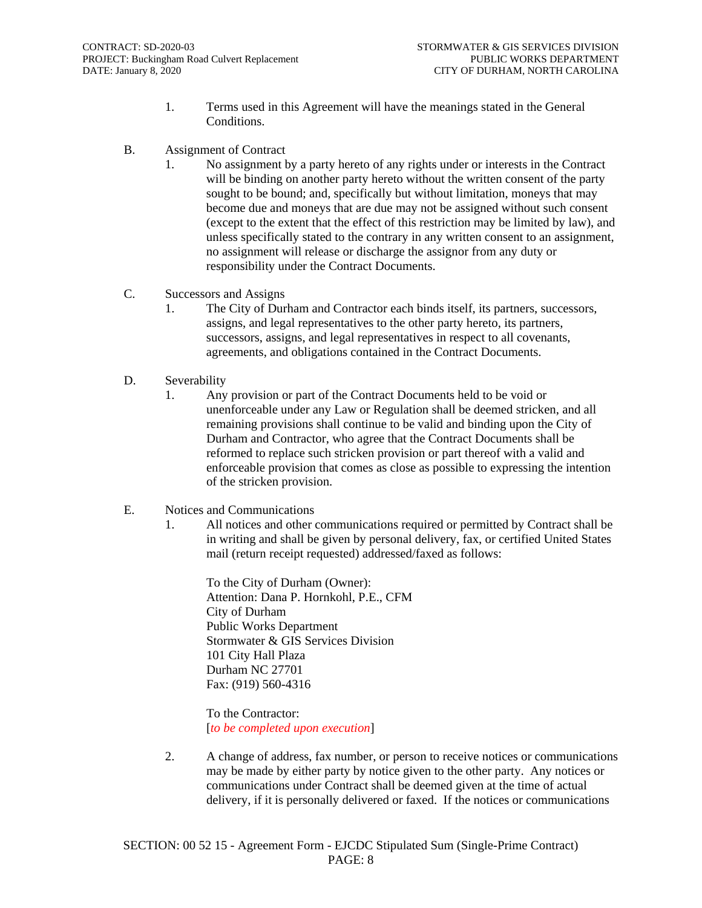1. Terms used in this Agreement will have the meanings stated in the General Conditions.

B. Assignment of Contract

1. No assignment by a party hereto of any rights under or interests in the Contract will be binding on another party hereto without the written consent of the party sought to be bound; and, specifically but without limitation, moneys that may become due and moneys that are due may not be assigned without such consent (except to the extent that the effect of this restriction may be limited by law), and unless specifically stated to the contrary in any written consent to an assignment, no assignment will release or discharge the assignor from any duty or responsibility under the Contract Documents.

C. Successors and Assigns

1. The City of Durham and Contractor each binds itself, its partners, successors, assigns, and legal representatives to the other party hereto, its partners, successors, assigns, and legal representatives in respect to all covenants, agreements, and obligations contained in the Contract Documents.

D. Severability

1. Any provision or part of the Contract Documents held to be void or unenforceable under any Law or Regulation shall be deemed stricken, and all remaining provisions shall continue to be valid and binding upon the City of Durham and Contractor, who agree that the Contract Documents shall be reformed to replace such stricken provision or part thereof with a valid and enforceable provision that comes as close as possible to expressing the intention of the stricken provision.

E. Notices and Communications

1. All notices and other communications required or permitted by Contract shall be in writing and shall be given by personal delivery, fax, or certified United States mail (return receipt requested) addressed/faxed as follows:

   To the City of Durham (Owner):
   Attention: Dana P. Hornkohl, P.E., CFM
   City of Durham
   Public Works Department
   Stormwater & GIS Services Division
   101 City Hall Plaza
   Durham NC 27701
   Fax: (919) 560-4316

   To the Contractor:
   [*to be completed upon execution*]

2. A change of address, fax number, or person to receive notices or communications may be made by either party by notice given to the other party. Any notices or communications under Contract shall be deemed given at the time of actual delivery, if it is personally delivered or faxed. If the notices or communications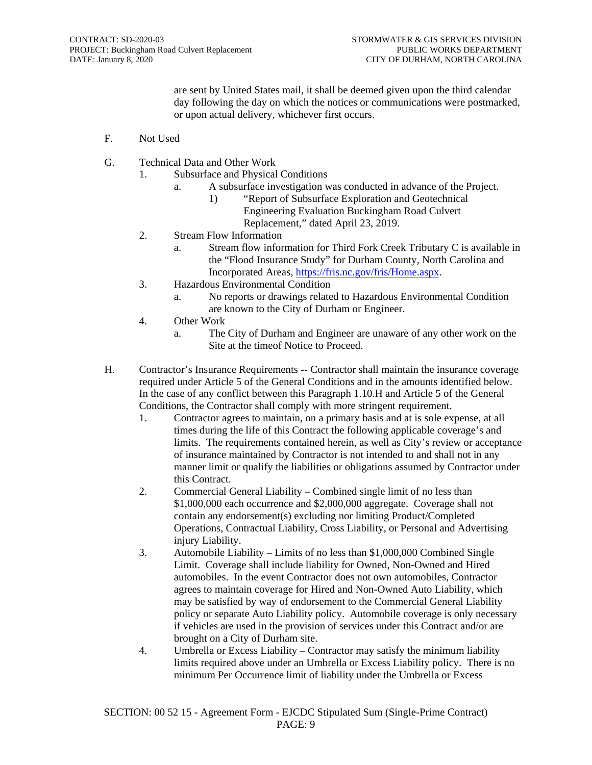are sent by United States mail, it shall be deemed given upon the third calendar day following the day on which the notices or communications were postmarked, or upon actual delivery, whichever first occurs.

F. Not Used

G. Technical Data and Other Work
   1. Subsurface and Physical Conditions
      a. A subsurface investigation was conducted in advance of the Project.
         1) "Report of Subsurface Exploration and Geotechnical Engineering Evaluation Buckingham Road Culvert Replacement," dated April 23, 2019.
   2. Stream Flow Information
      a. Stream flow information for Third Fork Creek Tributary C is available in the "Flood Insurance Study" for Durham County, North Carolina and Incorporated Areas, https://fris.nc.gov/fris/Home.aspx.
   3. Hazardous Environmental Condition
      a. No reports or drawings related to Hazardous Environmental Condition are known to the City of Durham or Engineer.
   4. Other Work
      a. The City of Durham and Engineer are unaware of any other work on the Site at the timeof Notice to Proceed.

H. Contractor's Insurance Requirements -- Contractor shall maintain the insurance coverage required under Article 5 of the General Conditions and in the amounts identified below. In the case of any conflict between this Paragraph 1.10.H and Article 5 of the General Conditions, the Contractor shall comply with more stringent requirement.
   1. Contractor agrees to maintain, on a primary basis and at is sole expense, at all times during the life of this Contract the following applicable coverage's and limits. The requirements contained herein, as well as City's review or acceptance of insurance maintained by Contractor is not intended to and shall not in any manner limit or qualify the liabilities or obligations assumed by Contractor under this Contract.
   2. Commercial General Liability – Combined single limit of no less than $1,000,000 each occurrence and $2,000,000 aggregate. Coverage shall not contain any endorsement(s) excluding nor limiting Product/Completed Operations, Contractual Liability, Cross Liability, or Personal and Advertising injury Liability.
   3. Automobile Liability – Limits of no less than $1,000,000 Combined Single Limit. Coverage shall include liability for Owned, Non-Owned and Hired automobiles. In the event Contractor does not own automobiles, Contractor agrees to maintain coverage for Hired and Non-Owned Auto Liability, which may be satisfied by way of endorsement to the Commercial General Liability policy or separate Auto Liability policy. Automobile coverage is only necessary if vehicles are used in the provision of services under this Contract and/or are brought on a City of Durham site.
   4. Umbrella or Excess Liability – Contractor may satisfy the minimum liability limits required above under an Umbrella or Excess Liability policy. There is no minimum Per Occurrence limit of liability under the Umbrella or Excess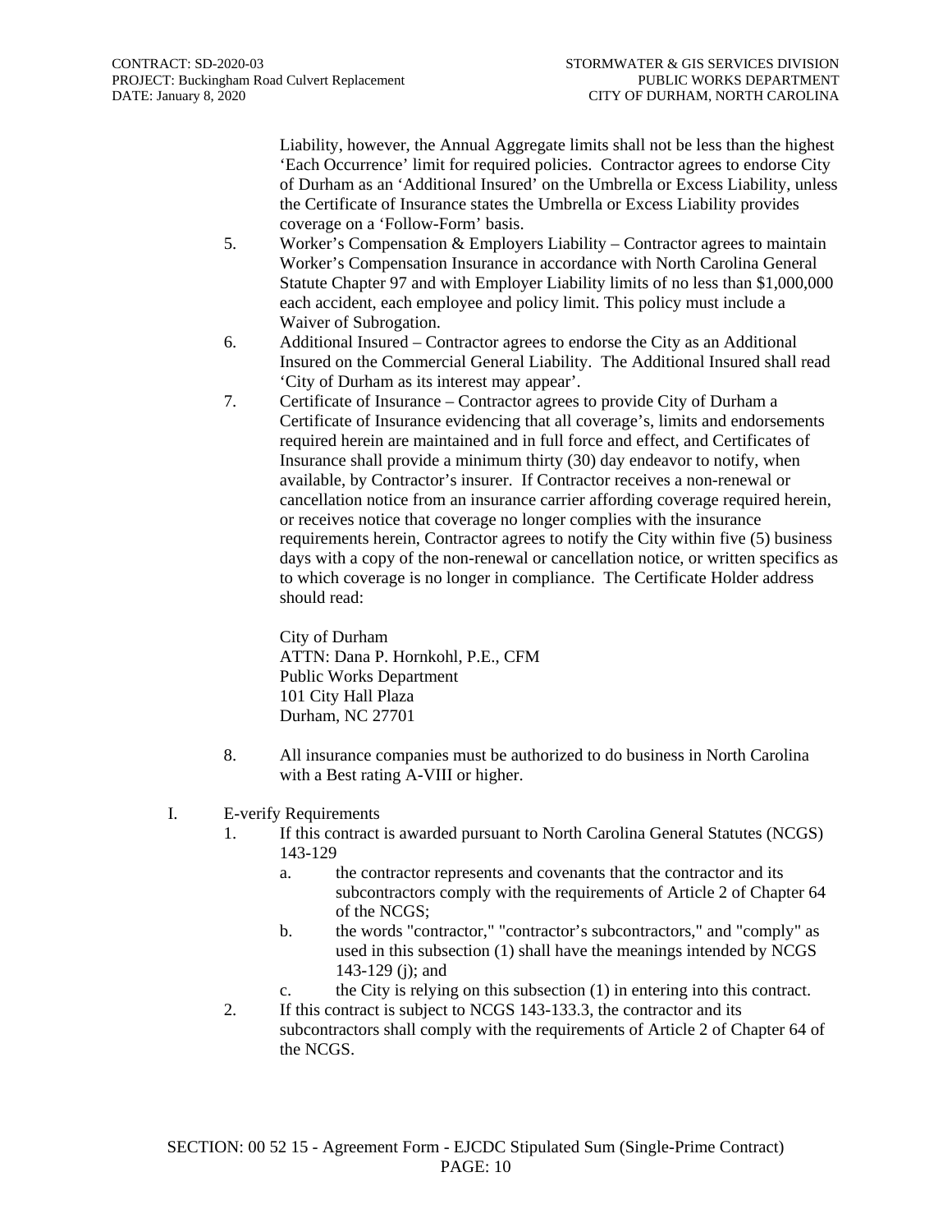Liability, however, the Annual Aggregate limits shall not be less than the highest 'Each Occurrence' limit for required policies. Contractor agrees to endorse City of Durham as an 'Additional Insured' on the Umbrella or Excess Liability, unless the Certificate of Insurance states the Umbrella or Excess Liability provides coverage on a 'Follow-Form' basis.

5. Worker's Compensation & Employers Liability – Contractor agrees to maintain Worker's Compensation Insurance in accordance with North Carolina General Statute Chapter 97 and with Employer Liability limits of no less than $1,000,000 each accident, each employee and policy limit. This policy must include a Waiver of Subrogation.
6. Additional Insured – Contractor agrees to endorse the City as an Additional Insured on the Commercial General Liability. The Additional Insured shall read 'City of Durham as its interest may appear'.
7. Certificate of Insurance – Contractor agrees to provide City of Durham a Certificate of Insurance evidencing that all coverage's, limits and endorsements required herein are maintained and in full force and effect, and Certificates of Insurance shall provide a minimum thirty (30) day endeavor to notify, when available, by Contractor's insurer. If Contractor receives a non-renewal or cancellation notice from an insurance carrier affording coverage required herein, or receives notice that coverage no longer complies with the insurance requirements herein, Contractor agrees to notify the City within five (5) business days with a copy of the non-renewal or cancellation notice, or written specifics as to which coverage is no longer in compliance. The Certificate Holder address should read:

   City of Durham
   ATTN: Dana P. Hornkohl, P.E., CFM
   Public Works Department
   101 City Hall Plaza
   Durham, NC 27701

8. All insurance companies must be authorized to do business in North Carolina with a Best rating A-VIII or higher.

I. E-verify Requirements

1. If this contract is awarded pursuant to North Carolina General Statutes (NCGS) 143-129
   a. the contractor represents and covenants that the contractor and its subcontractors comply with the requirements of Article 2 of Chapter 64 of the NCGS;
   b. the words "contractor," "contractor's subcontractors," and "comply" as used in this subsection (1) shall have the meanings intended by NCGS 143-129 (j); and
   c. the City is relying on this subsection (1) in entering into this contract.
2. If this contract is subject to NCGS 143-133.3, the contractor and its subcontractors shall comply with the requirements of Article 2 of Chapter 64 of the NCGS.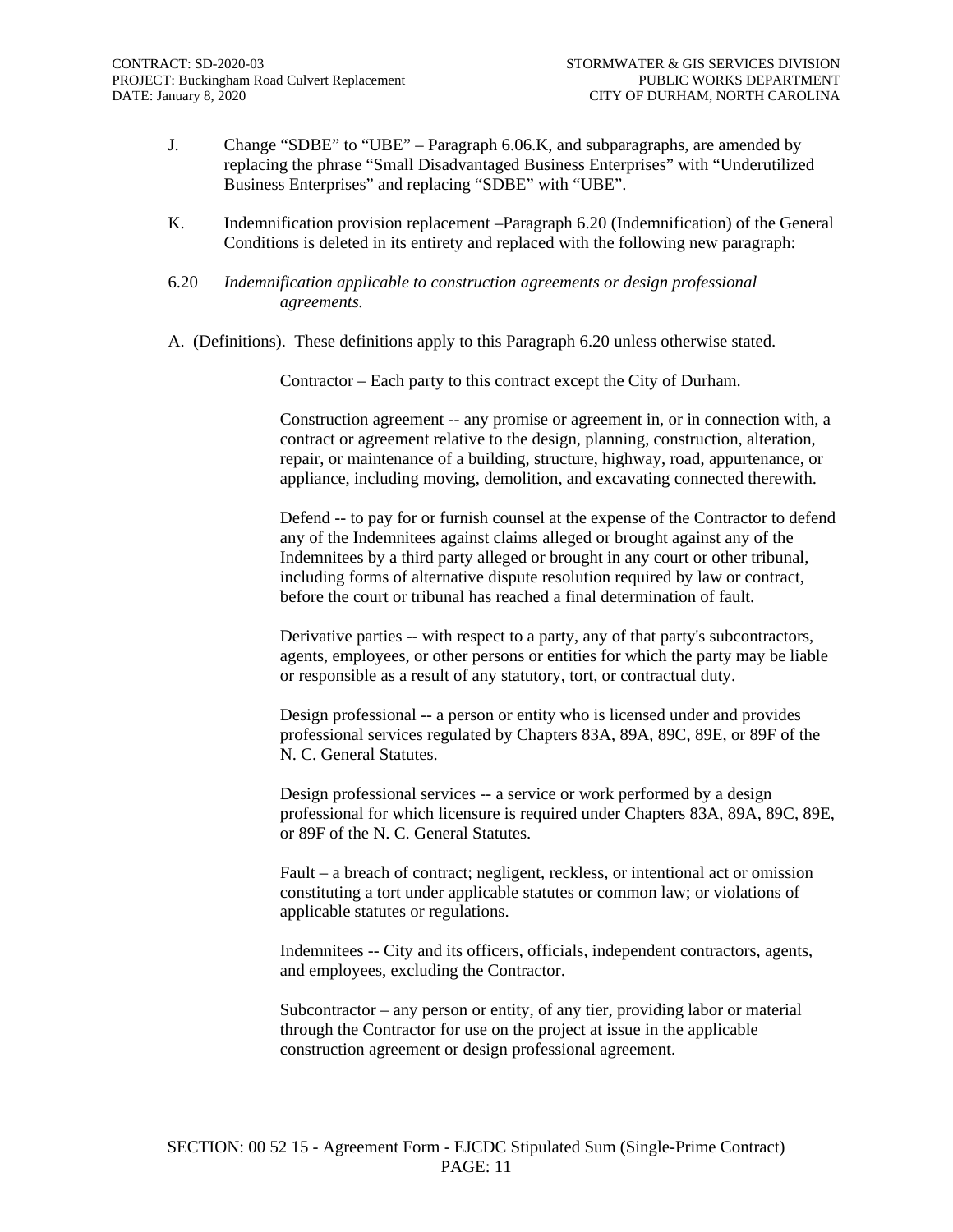J. Change “SDBE” to “UBE” – Paragraph 6.06.K, and subparagraphs, are amended by replacing the phrase “Small Disadvantaged Business Enterprises” with “Underutilized Business Enterprises” and replacing “SDBE” with “UBE”.

K. Indemnification provision replacement –Paragraph 6.20 (Indemnification) of the General Conditions is deleted in its entirety and replaced with the following new paragraph:

6.20 *Indemnification applicable to construction agreements or design professional agreements.*

A. (Definitions). These definitions apply to this Paragraph 6.20 unless otherwise stated.

Contractor – Each party to this contract except the City of Durham.

Construction agreement -- any promise or agreement in, or in connection with, a contract or agreement relative to the design, planning, construction, alteration, repair, or maintenance of a building, structure, highway, road, appurtenance, or appliance, including moving, demolition, and excavating connected therewith.

Defend -- to pay for or furnish counsel at the expense of the Contractor to defend any of the Indemnitees against claims alleged or brought against any of the Indemnitees by a third party alleged or brought in any court or other tribunal, including forms of alternative dispute resolution required by law or contract, before the court or tribunal has reached a final determination of fault.

Derivative parties -- with respect to a party, any of that party's subcontractors, agents, employees, or other persons or entities for which the party may be liable or responsible as a result of any statutory, tort, or contractual duty.

Design professional -- a person or entity who is licensed under and provides professional services regulated by Chapters 83A, 89A, 89C, 89E, or 89F of the N. C. General Statutes.

Design professional services -- a service or work performed by a design professional for which licensure is required under Chapters 83A, 89A, 89C, 89E, or 89F of the N. C. General Statutes.

Fault – a breach of contract; negligent, reckless, or intentional act or omission constituting a tort under applicable statutes or common law; or violations of applicable statutes or regulations.

Indemnitees -- City and its officers, officials, independent contractors, agents, and employees, excluding the Contractor.

Subcontractor – any person or entity, of any tier, providing labor or material through the Contractor for use on the project at issue in the applicable construction agreement or design professional agreement.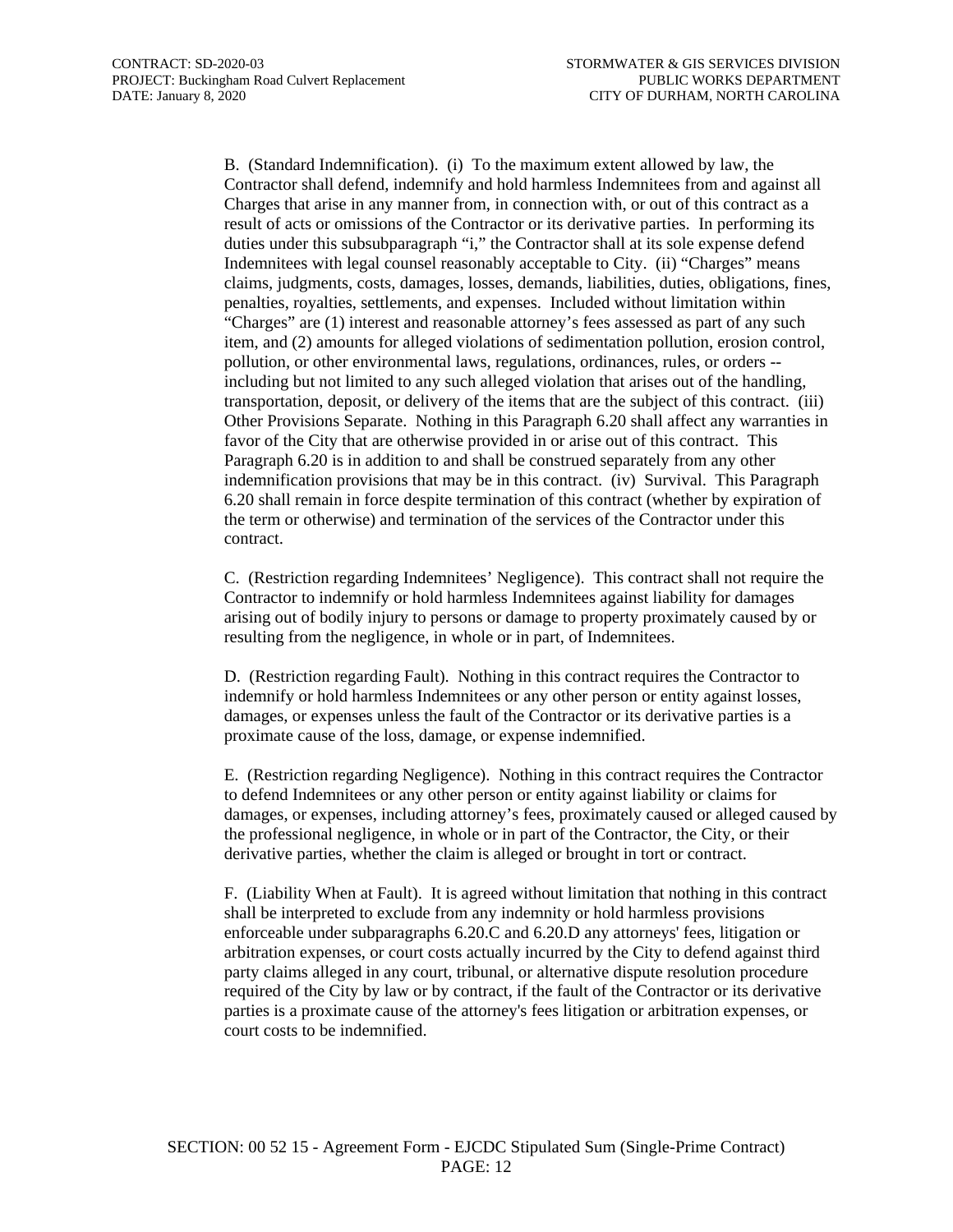B. (Standard Indemnification). (i) To the maximum extent allowed by law, the Contractor shall defend, indemnify and hold harmless Indemnitees from and against all Charges that arise in any manner from, in connection with, or out of this contract as a result of acts or omissions of the Contractor or its derivative parties. In performing its duties under this subsubparagraph "i," the Contractor shall at its sole expense defend Indemnitees with legal counsel reasonably acceptable to City. (ii) "Charges" means claims, judgments, costs, damages, losses, demands, liabilities, duties, obligations, fines, penalties, royalties, settlements, and expenses. Included without limitation within "Charges" are (1) interest and reasonable attorney's fees assessed as part of any such item, and (2) amounts for alleged violations of sedimentation pollution, erosion control, pollution, or other environmental laws, regulations, ordinances, rules, or orders -- including but not limited to any such alleged violation that arises out of the handling, transportation, deposit, or delivery of the items that are the subject of this contract. (iii) Other Provisions Separate. Nothing in this Paragraph 6.20 shall affect any warranties in favor of the City that are otherwise provided in or arise out of this contract. This Paragraph 6.20 is in addition to and shall be construed separately from any other indemnification provisions that may be in this contract. (iv) Survival. This Paragraph 6.20 shall remain in force despite termination of this contract (whether by expiration of the term or otherwise) and termination of the services of the Contractor under this contract.

C. (Restriction regarding Indemnitees' Negligence). This contract shall not require the Contractor to indemnify or hold harmless Indemnitees against liability for damages arising out of bodily injury to persons or damage to property proximately caused by or resulting from the negligence, in whole or in part, of Indemnitees.

D. (Restriction regarding Fault). Nothing in this contract requires the Contractor to indemnify or hold harmless Indemnitees or any other person or entity against losses, damages, or expenses unless the fault of the Contractor or its derivative parties is a proximate cause of the loss, damage, or expense indemnified.

E. (Restriction regarding Negligence). Nothing in this contract requires the Contractor to defend Indemnitees or any other person or entity against liability or claims for damages, or expenses, including attorney's fees, proximately caused or alleged caused by the professional negligence, in whole or in part of the Contractor, the City, or their derivative parties, whether the claim is alleged or brought in tort or contract.

F. (Liability When at Fault). It is agreed without limitation that nothing in this contract shall be interpreted to exclude from any indemnity or hold harmless provisions enforceable under subparagraphs 6.20.C and 6.20.D any attorneys' fees, litigation or arbitration expenses, or court costs actually incurred by the City to defend against third party claims alleged in any court, tribunal, or alternative dispute resolution procedure required of the City by law or by contract, if the fault of the Contractor or its derivative parties is a proximate cause of the attorney's fees litigation or arbitration expenses, or court costs to be indemnified.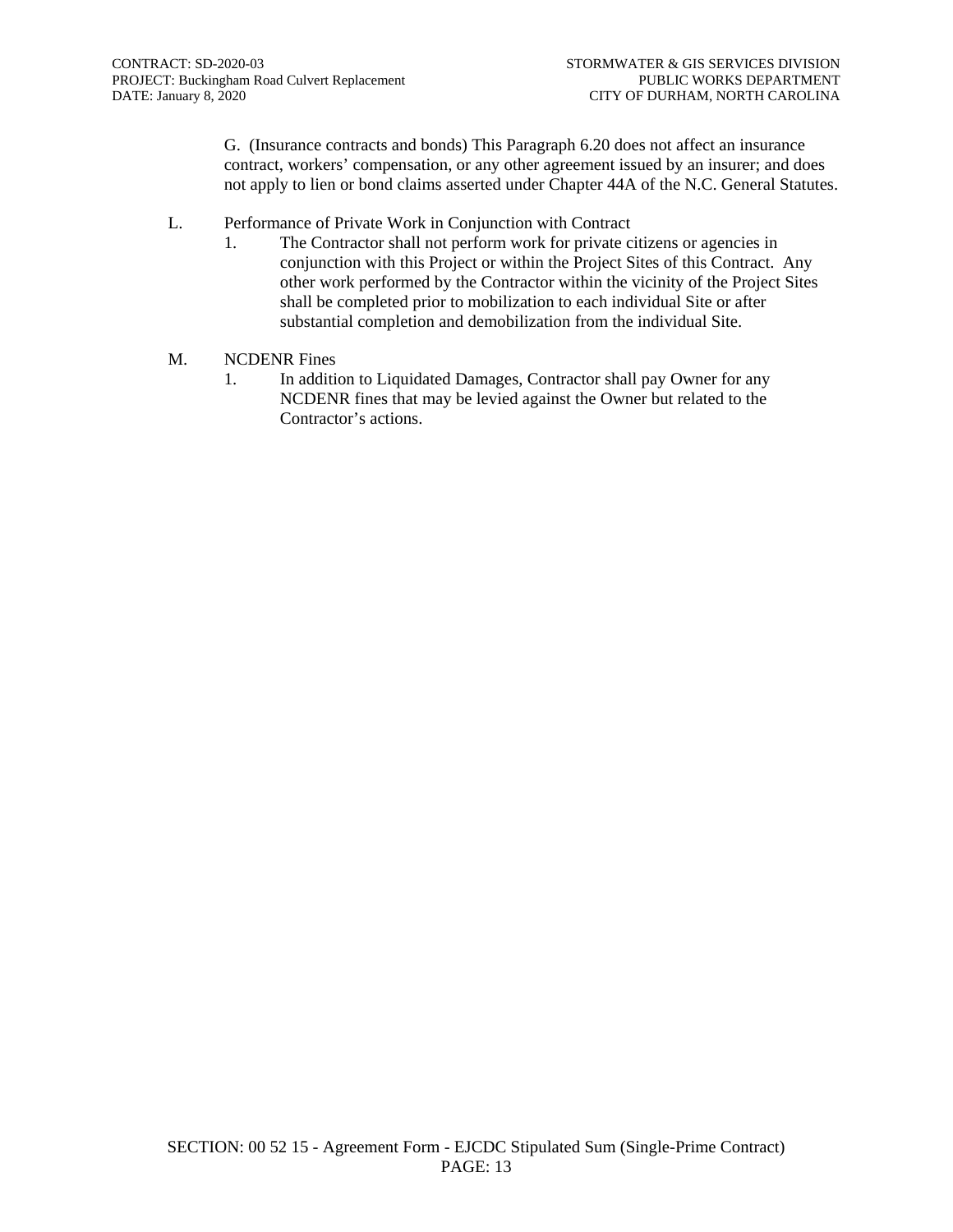G. (Insurance contracts and bonds) This Paragraph 6.20 does not affect an insurance contract, workers' compensation, or any other agreement issued by an insurer; and does not apply to lien or bond claims asserted under Chapter 44A of the N.C. General Statutes.

L. Performance of Private Work in Conjunction with Contract

1. The Contractor shall not perform work for private citizens or agencies in conjunction with this Project or within the Project Sites of this Contract. Any other work performed by the Contractor within the vicinity of the Project Sites shall be completed prior to mobilization to each individual Site or after substantial completion and demobilization from the individual Site.

M. NCDENR Fines

1. In addition to Liquidated Damages, Contractor shall pay Owner for any NCDENR fines that may be levied against the Owner but related to the Contractor's actions.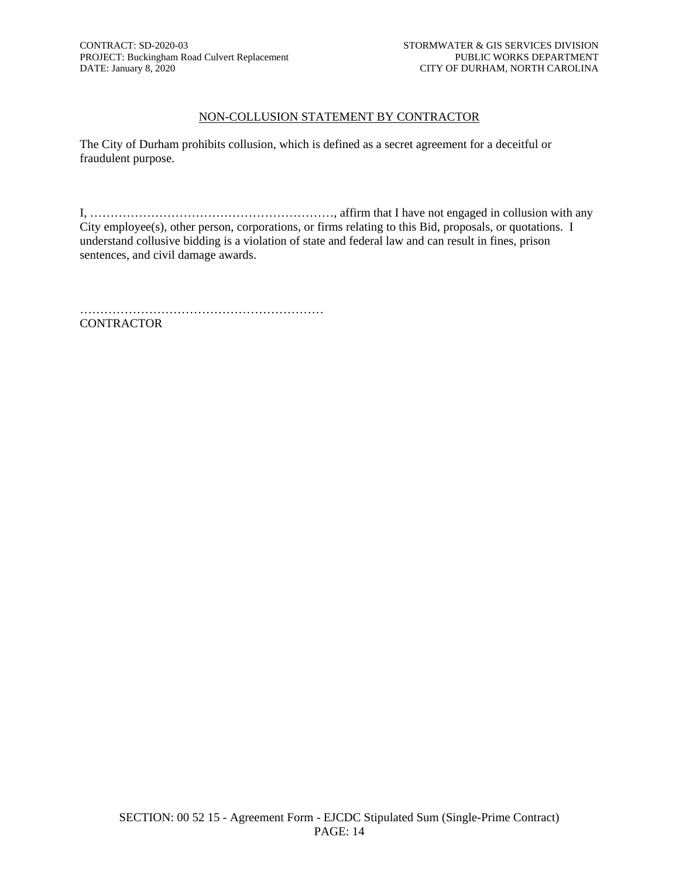## NON-COLLUSION STATEMENT BY CONTRACTOR

The City of Durham prohibits collusion, which is defined as a secret agreement for a deceitful or fraudulent purpose.

I, ……………………………………………………, affirm that I have not engaged in collusion with any City employee(s), other person, corporations, or firms relating to this Bid, proposals, or quotations. I understand collusive bidding is a violation of state and federal law and can result in fines, prison sentences, and civil damage awards.

……………………………………………………
CONTRACTOR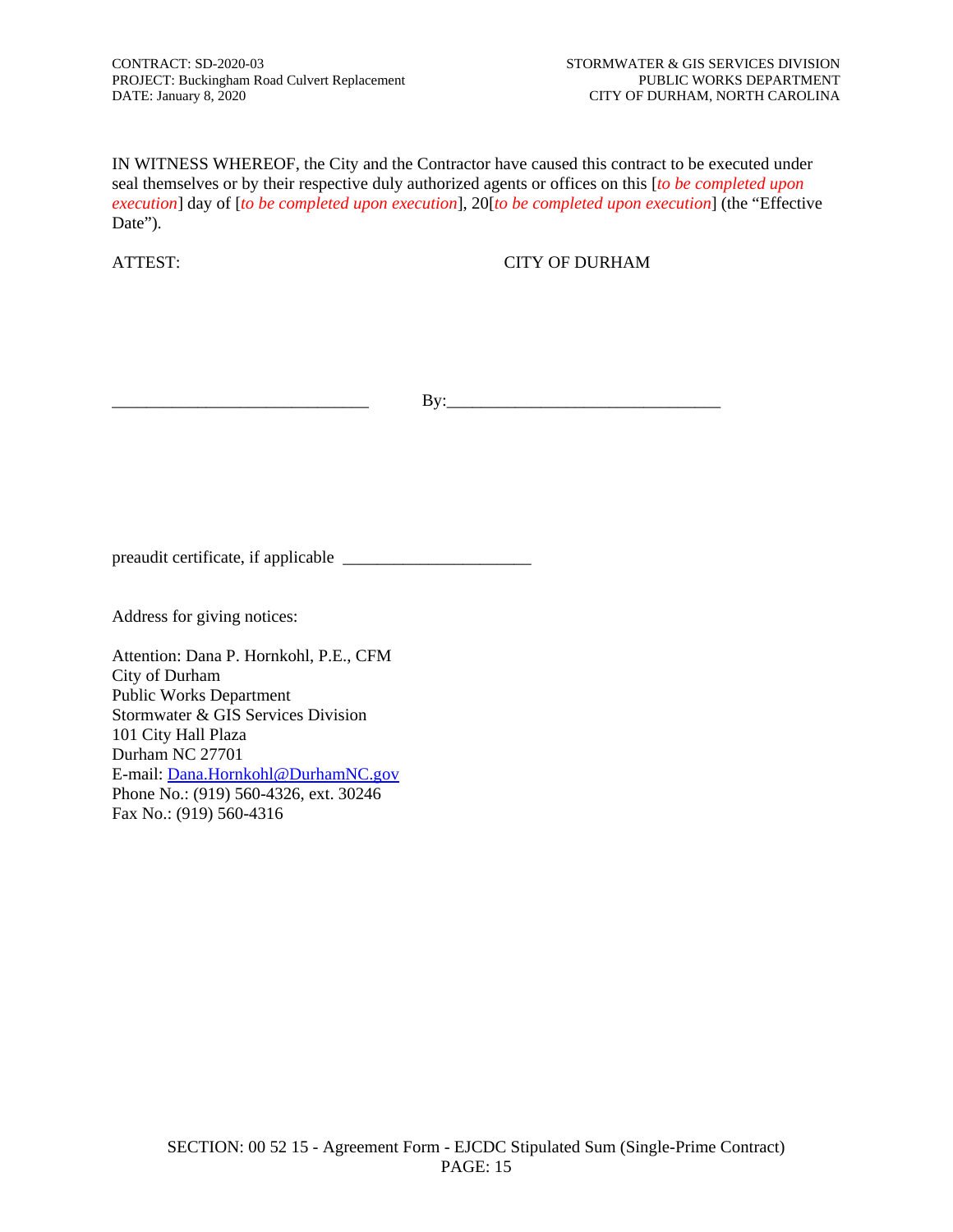IN WITNESS WHEREOF, the City and the Contractor have caused this contract to be executed under seal themselves or by their respective duly authorized agents or offices on this [*to be completed upon execution*] day of [*to be completed upon execution*], 20[*to be completed upon execution*] (the "Effective Date").

ATTEST: CITY OF DURHAM

______________________________ By:________________________________

preaudit certificate, if applicable ______________________

Address for giving notices:

Attention: Dana P. Hornkohl, P.E., CFM
City of Durham
Public Works Department
Stormwater & GIS Services Division
101 City Hall Plaza
Durham NC 27701
E-mail: Dana.Hornkohl@DurhamNC.gov
Phone No.: (919) 560-4326, ext. 30246
Fax No.: (919) 560-4316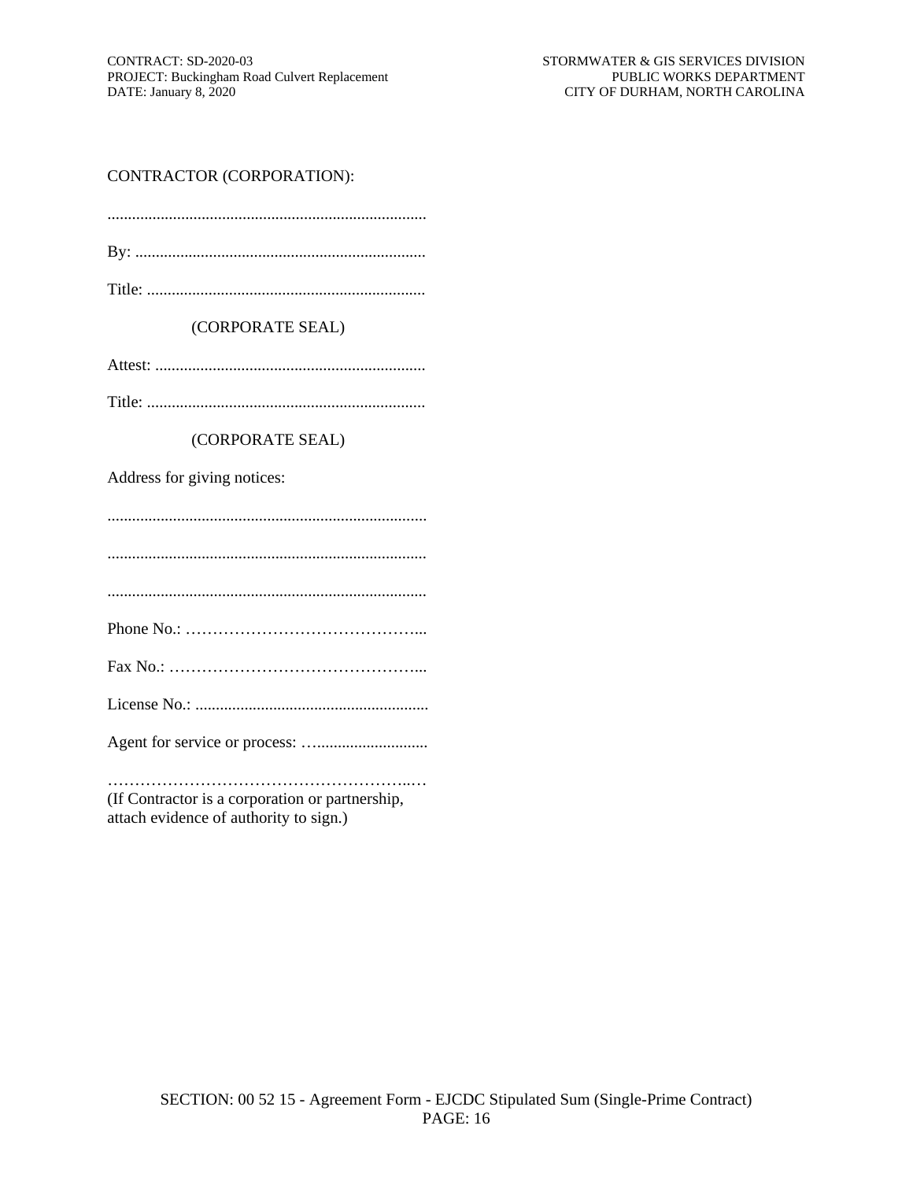CONTRACTOR (CORPORATION):

..............................................................................

By: .......................................................................

Title: ....................................................................

(CORPORATE SEAL)

Attest: ..................................................................

Title: ....................................................................

(CORPORATE SEAL)

Address for giving notices:

..............................................................................

..............................................................................

..............................................................................

Phone No.: ……………………………………...

Fax No.: ………………………………………...

License No.: .........................................................

Agent for service or process: …..........................

………………………………………………..…
(If Contractor is a corporation or partnership, attach evidence of authority to sign.)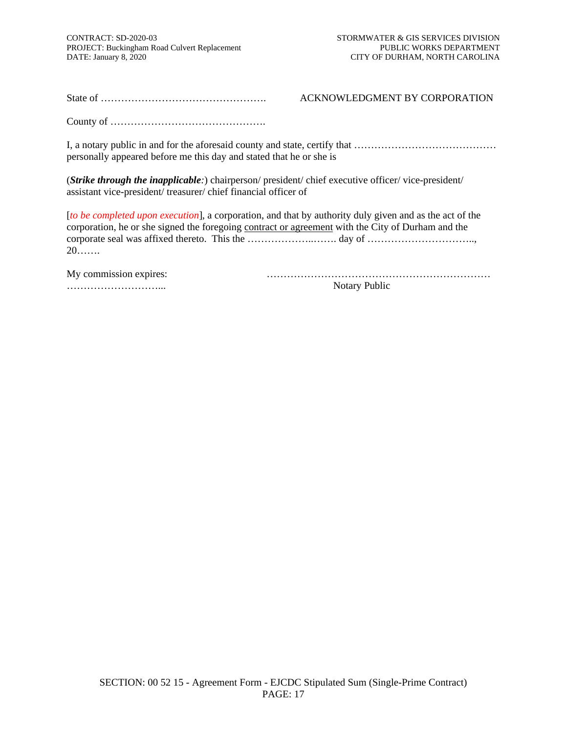State of ………………………………………….                ACKNOWLEDGMENT BY CORPORATION

County of ……………………………………….

I, a notary public in and for the aforesaid county and state, certify that …………………………………… personally appeared before me this day and stated that he or she is

(***Strike through the inapplicable****:*) chairperson/ president/ chief executive officer/ vice-president/ assistant vice-president/ treasurer/ chief financial officer of

[*to be completed upon execution*], a corporation, and that by authority duly given and as the act of the corporation, he or she signed the foregoing contract or agreement with the City of Durham and the corporate seal was affixed thereto. This the ………………..……. day of ………………………….., 20…….

My commission expires:                ……………………………………………………….
………………………...                Notary Public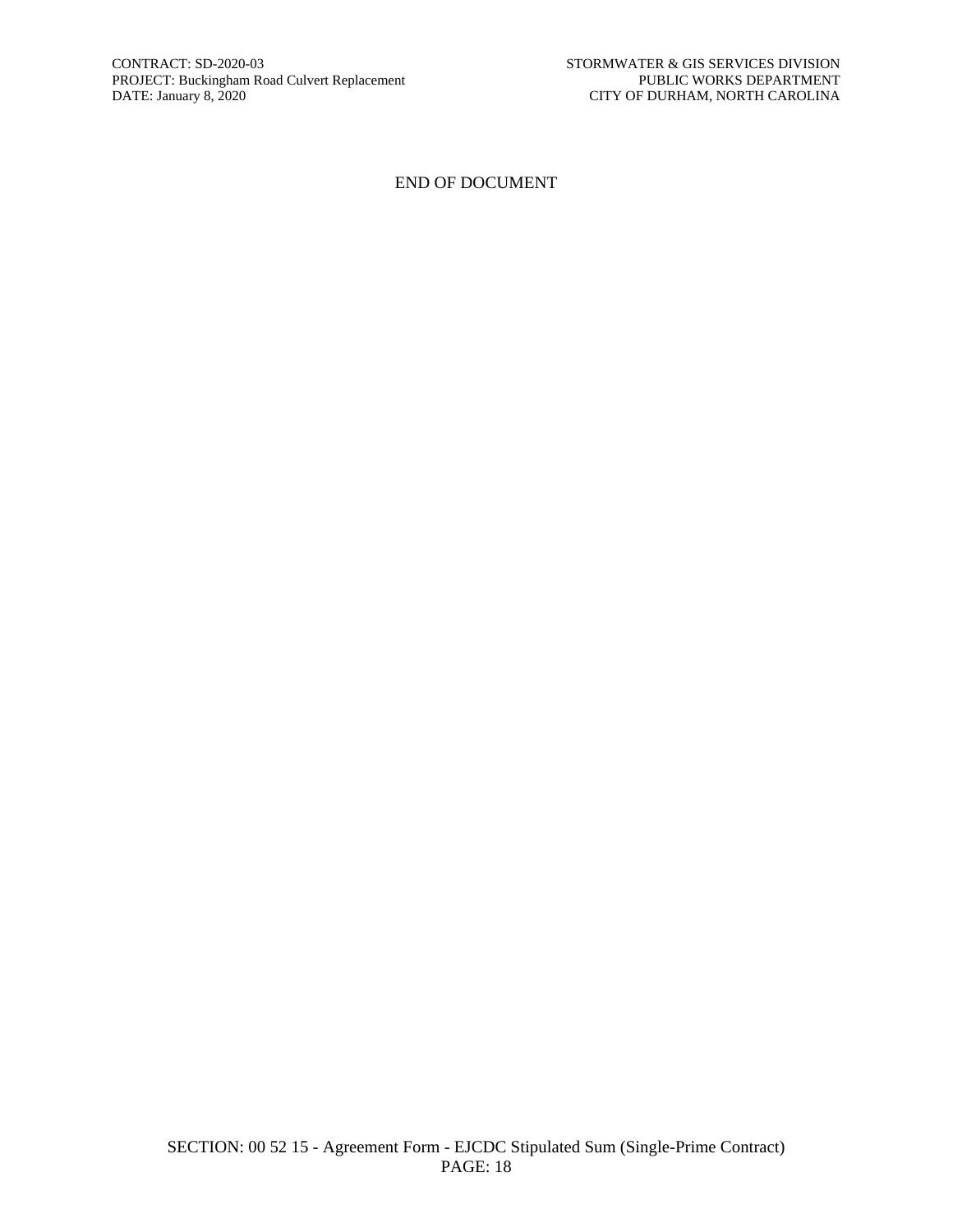END OF DOCUMENT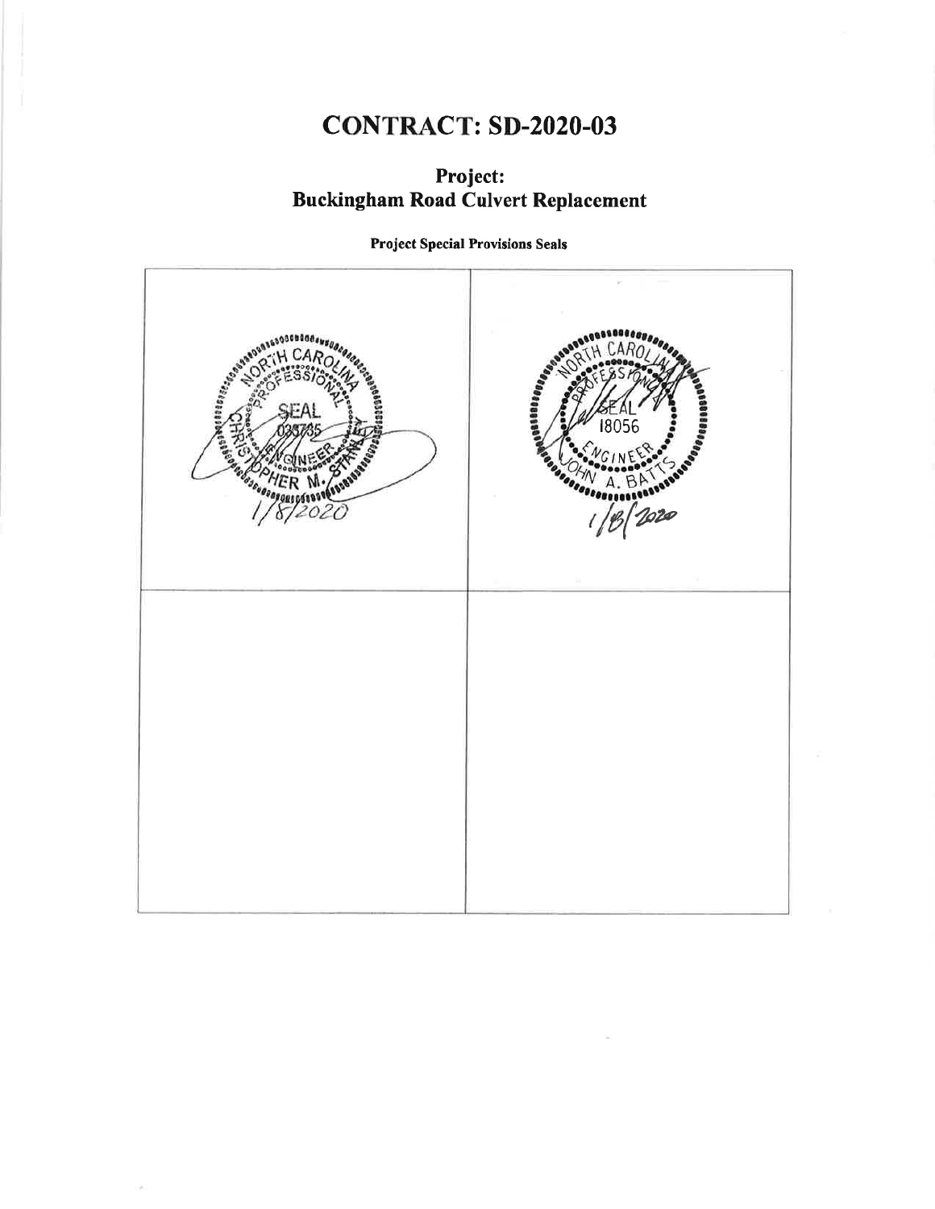# CONTRACT: SD-2020-03

## Project:
## Buckingham Road Culvert Replacement

**Project Special Provisions Seals**

| | |
|---|---|
| NORTH CAROLINA PROFESSIONAL SEAL 038735 ENGINEER CHRISTOPHER M. STANLEY 1/8/2020 | NORTH CAROLINA PROFESSIONAL SEAL 18056 ENGINEER JOHN A. BATTS 1/8/2020 |
| | |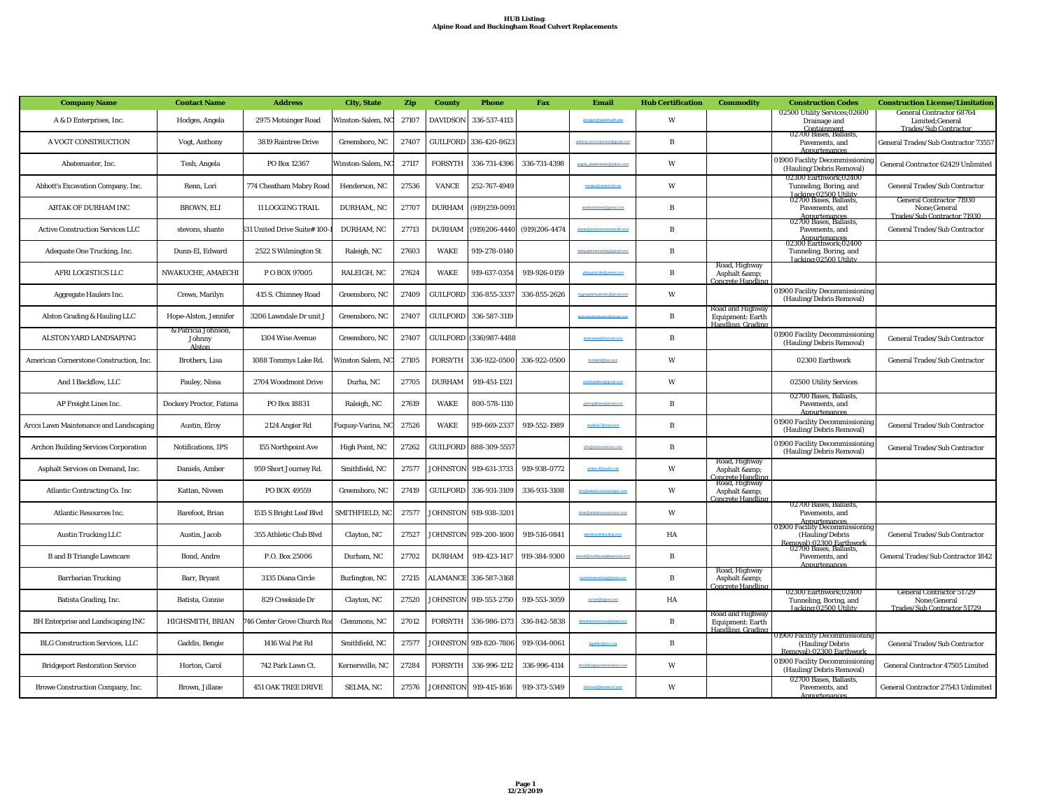**HUB Listing:**
**Alpine Road and Buckingham Road Culvert Replacements**

| Company Name | Contact Name | Address | City, State | Zip | County | Phone | Fax | Email | Hub Certification | Commodity | Construction Codes | Construction License/Limitation |
|---|---|---|---|---|---|---|---|---|---|---|---|---|
| A & D Enterprises, Inc. | Hodges, Angela | 2975 Motsinger Road | Winston-Salem, NC | 27107 | DAVIDSON | 336-537-4113 | | ahodges@wakehealth.edu | W | | 02500 Utility Services;02600 Drainage and Containment | General Contractor 68764 Limited;General Trades/Sub Contractor |
| A VOGT CONSTRUCTION | Vogt, Anthony | 3819 Raintree Drive | Greensboro, NC | 27407 | GUILFORD | 336-420-8623 | | anthony.avconstruction@gmail.com | B | | 02700 Bases, Ballasts, Pavements, and Appurtenances | General Trades/Sub Contractor 73557 |
| Abatemaster, Inc. | Tesh, Angela | PO Box 12367 | Winston-Salem, NC | 27117 | FORSYTH | 336-731-4396 | 336-731-4398 | angela_abatemaster@yahoo.com | W | | 01900 Facility Decommissioning (Hauling/Debris Removal) | General Contractor 62429 Unlimited |
| Abbott's Excavation Company, Inc. | Renn, Lori | 774 Cheatham Mabry Road | Henderson, NC | 27536 | VANCE | 252-767-4949 | | lrenlee@centurylink.net | W | | 02300 Earthwork;02400 Tunneling, Boring, and Jacking;02500 Utility | General Trades/Sub Contractor |
| ABTAK OF DURHAM INC | BROWN, ELI | 11 LOGGING TRAIL | DURHAM,, NC | 27707 | DURHAM | (919)259-0091 | | abtakofdurham@gmail.com | B | | 02700 Bases, Ballasts, Pavements, and Appurtenances | General Contractor 71930 None;General Trades/Sub Contractor 71930 |
| Active Construction Services LLC | stevons, shante | 531 United Drive Suite# 100-1 | DURHAM, NC | 27713 | DURHAM | (919)206-4440 | (919)206-4474 | shante@activeconstructionllc.com | B | | 02700 Bases, Ballasts, Pavements, and Appurtenances | General Trades/Sub Contractor |
| Adequate One Trucking, Inc. | Dunn-El, Edward | 2522 S Wilmington St | Raleigh, NC | 27603 | WAKE | 919-278-0140 | | adequateonetrucking@gmail.com | B | | 02300 Earthwork;02400 Tunneling, Boring, and Jacking;02500 Utility | |
| AFRI LOGISTICS LLC | NWAKUCHE, AMAECHI | P O BOX 97005 | RALEIGH, NC | 27624 | WAKE | 919-637-0354 | 919-926-0159 | afrilogisticsllc@yahoo.com | B | Road, Highway Asphalt &amp; Concrete Handling | | |
| Aggregate Haulers Inc. | Crews, Marilyn | 415 S. Chimney Road | Greensboro, NC | 27409 | GUILFORD | 336-855-3337 | 336-855-2626 | Aggregatehaulersinc@gmail.com | W | | 01900 Facility Decommissioning (Hauling/Debris Removal) | |
| Alston Grading & Hauling LLC | Hope-Alston, Jennifer | 3206 Lawndale Dr unit J | Greensboro, NC | 27407 | GUILFORD | 336-587-3119 | | alstongradinghauling@gmail.com | B | Road and Highway Equipment: Earth Handling, Grading | | |
| ALSTON YARD LANDSAPING | & Patricia Johnson, Johnny Alston | 1304 Wise Avenue | Greensboro, NC | 27407 | GUILFORD | (336)987-4488 | | alstonsland@hotmail.com | B | | 01900 Facility Decommissioning (Hauling/Debris Removal) | General Trades/Sub Contractor |
| American Cornerstone Construction, Inc. | Brothers, Lisa | 1088 Tommys Lake Rd. | Winston Salem, NC | 27105 | FORSYTH | 336-922-0500 | 336-922-0500 | brothersl@twc.com | W | | 02300 Earthwork | General Trades/Sub Contractor |
| And 1 Backflow, LLC | Pauley, Nissa | 2704 Woodmont Drive | Durha, NC | 27705 | DURHAM | 919-451-1321 | | and1backflow@gmail.com | W | | 02500 Utility Services | |
| AP Freight Lines Inc. | Dockery Proctor, Fatima | PO Box 18831 | Raleigh, NC | 27619 | WAKE | 800-578-1110 | | apfreightlines@gmail.com | B | | 02700 Bases, Ballasts, Pavements, and Appurtenances | |
| Arccs Lawn Maintenance and Landscaping | Austin, Elroy | 2124 Angier Rd | Fuquay-Varina, NC | 27526 | WAKE | 919-669-2337 | 919-552-1989 | eaustin57@msn.com | B | | 01900 Facility Decommissioning (Hauling/Debris Removal) | General Trades/Sub Contractor |
| Archon Building Services Corporation | Notifications, IPS | 155 Northpoint Ave | High Point, NC | 27262 | GUILFORD | 888-309-5557 | | info@archonservice.com | B | | 01900 Facility Decommissioning (Hauling/Debris Removal) | General Trades/Sub Contractor |
| Asphalt Services on Demand, Inc. | Daniels, Amber | 959 Short Journey Rd. | Smithfield, NC | 27577 | JOHNSTON | 919-631-3733 | 919-938-0772 | amber.d@asdinc.net | W | Road, Highway Asphalt &amp; Concrete Handling | | |
| Atlantic Contracting Co. Inc | Kattan, Niveen | PO BOX 49559 | Greensboro, NC | 27419 | GUILFORD | 336-931-3109 | 336-931-3108 | info@atlanticcontractinginc.com | W | Road, Highway Asphalt &amp; Concrete Handling | | |
| Atlantic Resources Inc. | Barefoot, Brian | 1515 S Bright Leaf Blvd | SMITHFIELD, NC | 27577 | JOHNSTON | 919-938-3201 | | brian@atlanticresourcesinc.com | W | | 02700 Bases, Ballasts, Pavements, and Appurtenances | |
| Austin Trucking LLC | Austin, Jacob | 355 Athletic Club Blvd | Clayton, NC | 27527 | JOHNSTON | 919-200-1600 | 919-516-0841 | jake@austintrucking.com | HA | | 01900 Facility Decommissioning (Hauling/Debris Removal);02300 Earthwork | General Trades/Sub Contractor |
| B and B Triangle Lawncare | Bond, Andre | P.O. Box 25006 | Durham, NC | 27702 | DURHAM | 919-423-1417 | 919-384-9300 | abond@bandbtrianglelawncare.com | B | | 02700 Bases, Ballasts, Pavements, and Appurtenances | General Trades/Sub Contractor 1842 |
| Barrbarian Trucking | Barr, Bryant | 3135 Diana Circle | Burlington, NC | 27215 | ALAMANCE | 336-587-3168 | | barrbariantrucking@gmail.com | B | Road, Highway Asphalt &amp; Concrete Handling | | |
| Batista Grading, Inc. | Batista, Connie | 829 Creekside Dr | Clayton, NC | 27520 | JOHNSTON | 919-553-2750 | 919-553-3059 | connieb@bgius.com | HA | | 02300 Earthwork;02400 Tunneling, Boring, and Jacking;02500 Utility | General Contractor 51729 None;General Trades/Sub Contractor 51729 |
| BH Enterprise and Landscaping INC | HIGHSMITH, BRIAN | 746 Center Grove Church Roa | Clemmons, NC | 27012 | FORSYTH | 336-986-1373 | 336-842-5838 | bhenterpriseforyou@gmail.com | B | Road and Highway Equipment: Earth Handling, Grading | | |
| BLG Construction Services, LLC | Gaddis, Bengie | 1416 Wal Pat Rd | Smithfield, NC | 27577 | JOHNSTON | 919-820-7806 | 919-934-0061 | bgaddis@jcsz.org | B | | 01900 Facility Decommissioning (Hauling/Debris Removal);02300 Earthwork | General Trades/Sub Contractor |
| Bridgeport Restoration Service | Horton, Carol | 742 Park Lawn Ct. | Kernersville, NC | 27284 | FORSYTH | 336-996-1212 | 336-996-4114 | info@bridgeportrestoration.com | W | | 01900 Facility Decommissioning (Hauling/Debris Removal) | General Contractor 47505 Limited |
| Browe Construction Company, Inc. | Brown, Jillane | 451 OAK TREE DRIVE | SELMA, NC | 27576 | JOHNSTON | 919-415-1616 | 919-373-5349 | jill.brown@broweconst.com | W | | 02700 Bases, Ballasts, Pavements, and Appurtenances | General Contractor 27543 Unlimited |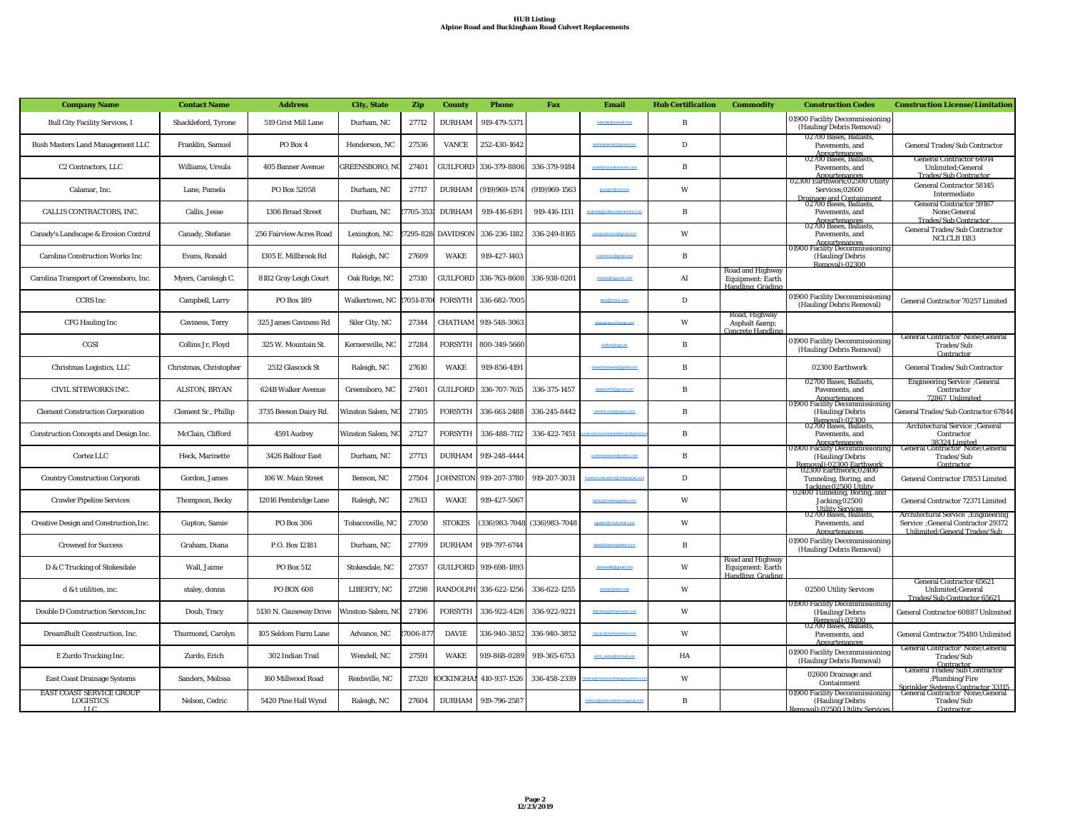**HUB Listing:**
**Alpine Road and Buckingham Road Culvert Replacements**

| Company Name | Contact Name | Address | City, State | Zip | County | Phone | Fax | Email | Hub Certification | Commodity | Construction Codes | Construction License/Limitation |
|---|---|---|---|---|---|---|---|---|---|---|---|---|
| Bull City Facility Services, I | Shackleford, Tyrone | 519 Grist Mill Lane | Durham, NC | 27712 | DURHAM | 919-479-5371 | | tshackle@hotmail.com | B | | 01900 Facility Decommissioning (Hauling/Debris Removal) | |
| Bush Masters Land Management LLC | Franklin, Samuel | PO Box 4 | Henderson, NC | 27536 | VANCE | 252-430-1642 | | bushmastersllm@gmail.com | D | | 02700 Bases, Ballasts, Pavements, and Appurtenances | General Trades/Sub Contractor |
| C2 Contractors, LLC | Williams, Ursula | 405 Banner Avenue | GREENSBORO, NC | 27401 | GUILFORD | 336-379-8806 | 336-379-9184 | ursula@c2contractorsllc.com | B | | 02700 Bases, Ballasts, Pavements, and Appurtenances | General Contractor 64914 Unlimited;General Trades/Sub Contractor |
| Calamar, Inc. | Lane, Pamela | PO Box 52058 | Durham, NC | 27717 | DURHAM | (919)969-1574 | (919)969-1563 | plcalamar@aol.com | W | | 02300 Earthwork;02500 Utility Services;02600 Drainage and Containment | General Contractor 58145 Intermediate |
| CALLIS CONTRACTORS, INC. | Callis, Jesse | 1306 Broad Street | Durham, NC | 27705-3533 | DURHAM | 919-416-6191 | 919-416-1131 | engineering@calliscontractorsinc.com | B | | 02700 Bases, Ballasts, Pavements, and Appurtenances | General Contractor 59167 None;General Trades/Sub Contractor |
| Canady's Landscape & Erosion Control | Canady, Stefanie | 256 Fairview Acres Road | Lexington, NC | 27295-828 | DAVIDSON | 336-236-1182 | 336-249-8165 | canadyserosion@gmail.com | W | | 02700 Bases, Ballasts, Pavements, and Appurtenances | General Trades/Sub Contractor NCLCLB 1183 |
| Carolina Construction Works Inc | Evans, Ronald | 1305 E. Millbrook Rd | Raleigh, NC | 27609 | WAKE | 919-427-1403 | | ccworksinc@gmail.com | B | | 01900 Facility Decommissioning (Hauling/Debris Removal);02300 | |
| Carolina Transport of Greensboro, Inc. | Myers, Caroleigh C. | 8182 Gray Leigh Court | Oak Ridge, NC | 27310 | GUILFORD | 336-763-8608 | 336-938-0201 | cmyers@ctgsoinc.com | AI | Road and Highway Equipment: Earth Handling, Grading | | |
| CCRS Inc | Campbell, Larry | PO Box 189 | Walkertown, NC | 27051-870 | FORSYTH | 336-682-7005 | | larry@ccrsinc.com | D | | 01900 Facility Decommissioning (Hauling/Debris Removal) | General Contractor 70257 Limited |
| CFG Hauling Inc | Caviness, Terry | 325 James Caviness Rd | Siler City, NC | 27344 | CHATHAM | 919-548-3063 | | cfghaulinginc@gmail.com | W | Road, Highway Asphalt &amp; Concrete Handling | | |
| CGSI | Collins Jr, Floyd | 325 W. Mountain St. | Kernersville, NC | 27284 | FORSYTH | 800-349-5660 | | fcollins@cgsi.ws | B | | 01900 Facility Decommissioning (Hauling/Debris Removal) | General Contractor None;General Trades/Sub Contractor |
| Christmas Logistics, LLC | Christmas, Christopher | 2512 Glascock St | Raleigh, NC | 27610 | WAKE | 919-856-4191 | | chrischristmas01@gmail.com | B | | 02300 Earthwork | General Trades/Sub Contractor |
| CIVIL SITEWORKS INC. | ALSTON, BRYAN | 624B Walker Avenue | Greensboro, NC | 27401 | GUILFORD | 336-707-7615 | 336-375-1457 | bkalstonPE@gmail.com | B | | 02700 Bases, Ballasts, Pavements, and Appurtenances | Engineering Service ;General Contractor 72867 Unlimited |
| Clement Construction Corporation | Clement Sr., Phillip | 3735 Beeson Dairy Rd. | Winston Salem, NC | 27105 | FORSYTH | 336-661-2488 | 336-245-8442 | clementconst@yahoo.com | B | | 01900 Facility Decommissioning (Hauling/Debris Removal);02300 | General Trades/Sub Contractor 67844 |
| Construction Concepts and Design Inc. | McClain, Clifford | 4591 Audrey | Winston Salem, NC | 27127 | FORSYTH | 336-488-7112 | 336-422-7451 | constructionconceptsanddesign@gmail.com | B | | 02700 Bases, Ballasts, Pavements, and Appurtenances | Architectural Service ;General Contractor 38324 Limited |
| Cortez LLC | Heck, Marinette | 3426 Balfour East | Durham, NC | 27713 | DURHAM | 919-248-4444 | | cortezhardcover@yahoo.com | B | | 01900 Facility Decommissioning (Hauling/Debris Removal);02300 Earthwork | General Contractor None;General Trades/Sub Contractor |
| Country Construction Corporati | Gordon, James | 106 W. Main Street | Benson, NC | 27504 | JOHNSTON | 919-207-3780 | 919-207-3031 | countryconstruction@embarqmail.com | D | | 02300 Earthwork;02400 Tunneling, Boring, and Jacking;02500 Utility | General Contractor 17853 Limited |
| Crawler Pipeline Services | Thompson, Becky | 12016 Pembridge Lane | Raleigh, NC | 27613 | WAKE | 919-427-5067 | | becky@crawlerpipeline.com | W | | 02400 Tunneling, Boring, and Jacking;02500 Utility Services | General Contractor 72371 Limited |
| Creative Design and Construction,Inc. | Gupton, Samie | PO Box 306 | Tobaccoville, NC | 27050 | STOKES | (336)983-7048 | (336)983-7048 | sgupton@roadrunner.com | W | | 02700 Bases, Ballasts, Pavements, and Appurtenances | Architectural Service ;Engineering Service ;General Contractor 29372 Unlimited;General Trades/Sub |
| Crowned for Success | Graham, Diana | P.O. Box 12181 | Durham, NC | 27709 | DURHAM | 919-797-6744 | | diana@dianasgraham.com | B | | 01900 Facility Decommissioning (Hauling/Debris Removal) | |
| D & C Trucking of Stokesdale | Wall, Jaime | PO Box 512 | Stokesdale, NC | 27357 | GUILFORD | 919-698-1893 | | Jaimewall6@gmail.com | W | Road and Highway Equipment: Earth Handling, Grading | | |
| d & t utilities, inc. | staley, donna | PO BOX 608 | LIBERTY, NC | 27298 | RANDOLPH | 336-622-1256 | 336-622-1255 | dtutinc@triad.rr.com | W | | 02500 Utility Services | General Contractor 65621 Unlimited;General Trades/Sub Contractor 65621 |
| Double D Construction Services,Inc | Doub, Tracy | 5130 N. Causeway Drive | Winston-Salem, NC | 27106 | FORSYTH | 336-922-4126 | 336-922-9221 | ddtrucking@triad.twcbc.com | W | | 01900 Facility Decommissioning (Hauling/Debris Removal);02300 | General Contractor 60887 Unlimited |
| DreamBuilt Construction, Inc. | Thurmond, Carolyn | 105 Seldom Farm Lane | Advance, NC | 27006-877 | DAVIE | 336-940-3852 | 336-940-3852 | carolyn@mydreambuilt.com | W | | 02700 Bases, Ballasts, Pavements, and Appurtenances | General Contractor 75480 Unlimited |
| E Zurdo Trucking Inc. | Zurdo, Erich | 302 Indian Trail | Wendell, NC | 27591 | WAKE | 919-868-0289 | 919-365-6753 | erich_zurdo@hotmail.com | HA | | 01900 Facility Decommissioning (Hauling/Debris Removal) | General Contractor None;General Trades/Sub Contractor |
| East Coast Drainage Systems | Sanders, Melissa | 160 Millwood Road | Reidsville, NC | 27320 | ROCKINGHAM | 410-937-1526 | 336-458-2339 | melissa@eastcoastdrainagesystems.com | W | | 02600 Drainage and Containment | General Trades/Sub Contractor ;Plumbing/Fire Sprinkler Systems Contractor 33115 |
| EAST COAST SERVICE GROUP LOGISTICS LLC | Nelson, Cedric | 5420 Pine Hall Wynd | Raleigh, NC | 27604 | DURHAM | 919-796-2587 | | cnelson@eastcoastservicegroup.com | B | | 01900 Facility Decommissioning (Hauling/Debris Removal);02500 Utility Services | General Contractor None;General Trades/Sub Contractor |

12/23/2019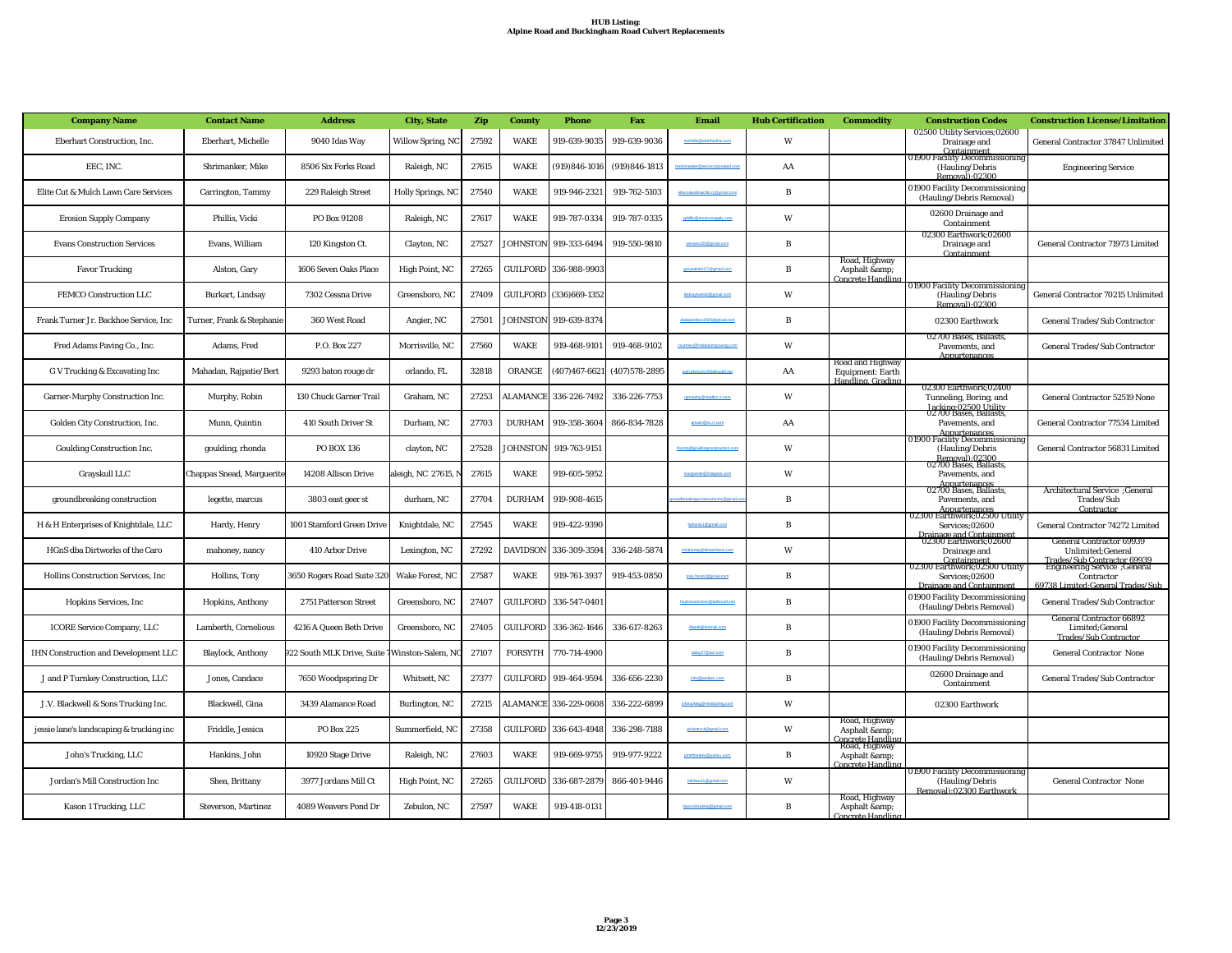# HUB Listing:
## Alpine Road and Buckingham Road Culvert Replacements

| Company Name | Contact Name | Address | City, State | Zip | County | Phone | Fax | Email | Hub Certification | Commodity | Construction Codes | Construction License/Limitation |
|---|---|---|---|---|---|---|---|---|---|---|---|---|
| Eberhart Construction, Inc. | Eberhart, Michelle | 9040 Idas Way | Willow Spring, NC | 27592 | WAKE | 919-639-9035 | 919-639-9036 | michelle@eberhartinc.com | W | | 02500 Utility Services;02600 Drainage and Containment | General Contractor 37847 Unlimited |
| EEC, INC. | Shrimanker, Mike | 8506 Six Forks Road | Raleigh, NC | 27615 | WAKE | (919)846-1016 | (919)846-1813 | mshrimanker@eecincorporated.com | AA | | 01900 Facility Decommissioning (Hauling/Debris Removal);02300 | Engineering Service |
| Elite Cut & Mulch Lawn Care Services | Carrington, Tammy | 229 Raleigh Street | Holly Springs, NC | 27540 | WAKE | 919-946-2321 | 919-762-5103 | elitecutandmulchlcs1@gmail.com | B | | 01900 Facility Decommissioning (Hauling/Debris Removal) | |
| Erosion Supply Company | Phillis, Vicki | PO Box 91208 | Raleigh, NC | 27617 | WAKE | 919-787-0334 | 919-787-0335 | vphillis@erosionsupply.com | W | | 02600 Drainage and Containment | |
| Evans Construction Services | Evans, William | 120 Kingston Ct. | Clayton, NC | 27527 | JOHNSTON | 919-333-6494 | 919-550-9810 | wevans120@gmail.com | B | | 02300 Earthwork;02600 Drainage and Containment | General Contractor 71973 Limited |
| Favor Trucking | Alston, Gary | 1606 Seven Oaks Place | High Point, NC | 27265 | GUILFORD | 336-988-9903 | | garyalston77@gmail.com | B | Road, Highway Asphalt &amp; Concrete Handling | | |
| FEMCO Construction LLC | Burkart, Lindsay | 7302 Cessna Drive | Greensboro, NC | 27409 | GUILFORD | (336)669-1352 | | lindsayburkart@gmail.com | W | | 01900 Facility Decommissioning (Hauling/Debris Removal);02300 | General Contractor 70215 Unlimited |
| Frank Turner Jr. Backhoe Service, Inc | Turner, Frank & Stephanie | 360 West Road | Angier, NC | 27501 | JOHNSTON | 919-639-8374 | | | B | | 02300 Earthwork | General Trades/Sub Contractor |
| Fred Adams Paving Co., Inc. | Adams, Fred | P.O. Box 227 | Morrisville, NC | 27560 | WAKE | 919-468-9101 | 919-468-9102 | courtney@fredadamspaving.com | W | | 02700 Bases, Ballasts, Pavements, and Appurtenances | General Trades/Sub Contractor |
| G V Trucking & Excavating Inc | Mahadan, Rajpatie/Bert | 9293 baton rouge dr | orlando, FL | 32818 | ORANGE | (407)467-6621 | (407)578-2895 | | AA | Road and Highway Equipment: Earth Handling, Grading | | |
| Garner-Murphy Construction Inc. | Murphy, Robin | 130 Chuck Garner Trail | Graham, NC | 27253 | ALAMANCE | 336-226-7492 | 336-226-7753 | | W | | 02300 Earthwork;02400 Tunneling, Boring, and Jacking;02500 Utility | General Contractor 52519 None |
| Golden City Construction, Inc. | Munn, Quintin | 410 South Driver St | Durham, NC | 27703 | DURHAM | 919-358-3604 | 866-834-7828 | | AA | | 02700 Bases, Ballasts, Pavements, and Appurtenances | General Contractor 77534 Limited |
| Goulding Construction Inc. | goulding, rhonda | PO BOX 136 | clayton, NC | 27528 | JOHNSTON | 919-763-9151 | | | W | | 01900 Facility Decommissioning (Hauling/Debris Removal);02300 | General Contractor 56831 Limited |
| Grayskull LLC | Chappas Snead, Marguerite | 14208 Allison Drive | aleigh, NC 27615, N | 27615 | WAKE | 919-605-5952 | | | W | | 02700 Bases, Ballasts, Pavements, and Appurtenances | |
| groundbreaking construction | legette, marcus | 3803 east geer st | durham, NC | 27704 | DURHAM | 919-908-4615 | | | B | | 02700 Bases, Ballasts, Pavements, and Appurtenances | Architectural Service ;General Trades/Sub Contractor |
| H & H Enterprises of Knightdale, LLC | Hardy, Henry | 1001 Stamford Green Drive | Knightdale, NC | 27545 | WAKE | 919-422-9390 | | | B | | 02300 Earthwork;02500 Utility Services;02600 Drainage and Containment | General Contractor 74272 Limited |
| HGnS dba Dirtworks of the Caro | mahoney, nancy | 410 Arbor Drive | Lexington, NC | 27292 | DAVIDSON | 336-309-3594 | 336-248-5874 | | W | | 02300 Earthwork;02600 Drainage and Containment | General Contractor 69939 Unlimited;General Trades/Sub Contractor 69939 |
| Hollins Construction Services, Inc | Hollins, Tony | 3650 Rogers Road Suite 320 | Wake Forest, NC | 27587 | WAKE | 919-761-3937 | 919-453-0850 | | B | | 02300 Earthwork;02500 Utility Services;02600 Drainage and Containment | Engineering Service ;General Contractor 69738 Limited;General Trades/Sub |
| Hopkins Services, Inc | Hopkins, Anthony | 2751 Patterson Street | Greensboro, NC | 27407 | GUILFORD | 336-547-0401 | | | B | | 01900 Facility Decommissioning (Hauling/Debris Removal) | General Trades/Sub Contractor |
| ICORE Service Company, LLC | Lamberth, Cornelious | 4216 A Queen Beth Drive | Greensboro, NC | 27405 | GUILFORD | 336-362-1646 | 336-617-8263 | | B | | 01900 Facility Decommissioning (Hauling/Debris Removal) | General Contractor 66892 Limited;General Trades/Sub Contractor |
| IHN Construction and Development LLC | Blaylock, Anthony | 922 South MLK Drive, Suite 7 | Winston-Salem, NC | 27107 | FORSYTH | 770-714-4900 | | | B | | 01900 Facility Decommissioning (Hauling/Debris Removal) | General Contractor None |
| J and P Turnkey Construction, LLC | Jones, Candace | 7650 Woodpspring Dr | Whitsett, NC | 27377 | GUILFORD | 919-464-9594 | 336-656-2230 | | B | | 02600 Drainage and Containment | General Trades/Sub Contractor |
| J.V. Blackwell & Sons Trucking Inc. | Blackwell, Gina | 3439 Alamance Road | Burlington, NC | 27215 | ALAMANCE | 336-229-0608 | 336-222-6899 | | W | | 02300 Earthwork | |
| jessie lane's landscaping & trucking inc | Friddle, Jessica | PO Box 225 | Summerfield, NC | 27358 | GUILFORD | 336-643-4948 | 336-298-7188 | | W | Road, Highway Asphalt &amp; Concrete Handling | | |
| John's Trucking, LLC | Hankins, John | 10920 Stage Drive | Raleigh, NC | 27603 | WAKE | 919-669-9755 | 919-977-9222 | | B | Road, Highway Asphalt &amp; Concrete Handling | | |
| Jordan's Mill Construction Inc | Shea, Brittany | 3977 Jordans Mill Ct | High Point, NC | 27265 | GUILFORD | 336-687-2879 | 866-401-9446 | | W | | 01900 Facility Decommissioning (Hauling/Debris Removal);02300 Earthwork | General Contractor None |
| Kason 1 Trucking, LLC | Steverson, Martinez | 4089 Weavers Pond Dr | Zebulon, NC | 27597 | WAKE | 919-418-0131 | | | B | Road, Highway Asphalt &amp; Concrete Handling | | |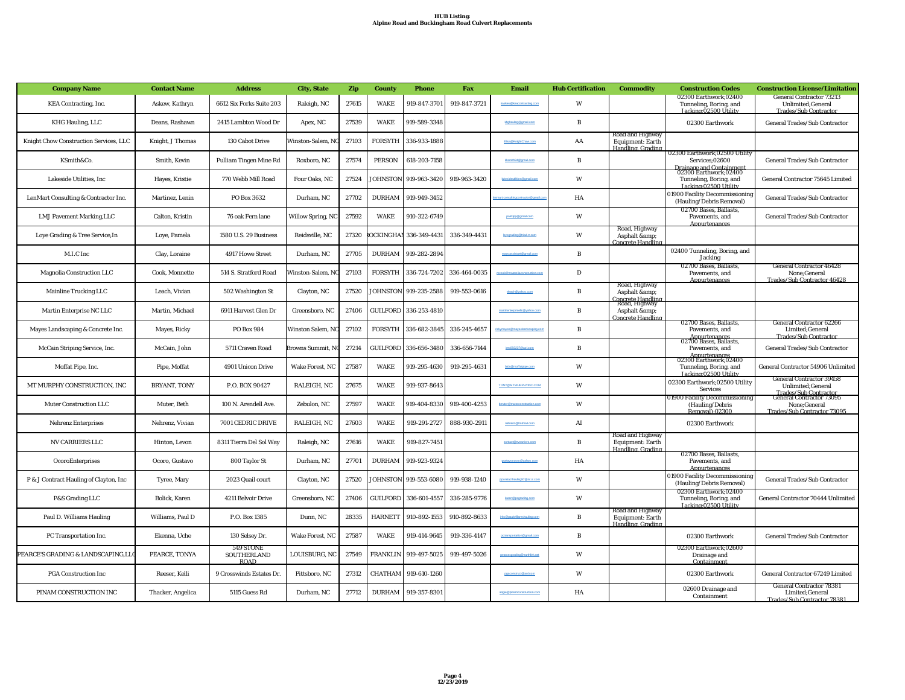**HUB Listing:**
**Alpine Road and Buckingham Road Culvert Replacements**

| Company Name | Contact Name | Address | City, State | Zip | County | Phone | Fax | Email | Hub Certification | Commodity | Construction Codes | Construction License/Limitation |
|---|---|---|---|---|---|---|---|---|---|---|---|---|
| KEA Contracting, Inc. | Askew, Kathryn | 6612 Six Forks Suite 203 | Raleigh, NC | 27615 | WAKE | 919-847-3701 | 919-847-3721 | kaskew@keacontracting.com | W | | 02300 Earthwork;02400 Tunneling, Boring, and Jacking;02500 Utility | General Contractor 73213 Unlimited;General Trades/Sub Contractor |
| KHG Hauling, LLC | Deans, Rashawn | 2415 Lambton Wood Dr | Apex, NC | 27539 | WAKE | 919-589-3348 | | khghauling@gmail.com | B | | 02300 Earthwork | General Trades/Sub Contractor |
| Knight Chow Construction Services, LLC | Knight, J Thomas | 130 Cabot Drive | Winston-Salem, NC | 27103 | FORSYTH | 336-933-1888 | | Chas@KnightChow.com | AA | Road and Highway Equipment: Earth Handling, Grading | | |
| KSmith&Co. | Smith, Kevin | Pulliam Tingen Mine Rd | Roxboro, NC | 27574 | PERSON | 618-203-7158 | | ksmith34@gmail.com | B | | 02300 Earthwork;02500 Utility Services;02600 Drainage and Containment | General Trades/Sub Contractor |
| Lakeside Utilities, Inc | Hayes, Kristie | 770 Webb Mill Road | Four Oaks, NC | 27524 | JOHNSTON | 919-963-3420 | 919-963-3420 | lakesideutilities@gmail.com | W | | 02300 Earthwork;02400 Tunneling, Boring, and Jacking;02500 Utility | General Contractor 75645 Limited |
| LenMart Consulting & Contractor Inc. | Martinez, Lenin | PO Box 3632 | Durham, NC | 27702 | DURHAM | 919-949-3452 | | lenmart.consultingcontractor@gmail.com | HA | | 01900 Facility Decommissioning (Hauling/Debris Removal) | General Trades/Sub Contractor |
| LMJ Pavement Marking,LLC | Calton, Kristin | 76 oak Fern lane | Willow Spring, NC | 27592 | WAKE | 910-322-6749 | | paintpp@gmail.com | W | | 02700 Bases, Ballasts, Pavements, and Appurtenances | General Trades/Sub Contractor |
| Loye Grading & Tree Service,In | Loye, Pamela | 1580 U.S. 29 Business | Reidsville, NC | 27320 | ROCKINGHAM | 336-349-4431 | 336-349-4431 | loyegrading@triad.rr.com | W | Road, Highway Asphalt &amp; Concrete Handling | | |
| M.I.C Inc | Clay, Loraine | 4917 Howe Street | Durham, NC | 27705 | DURHAM | 919-282-2894 | | micasvaconsi@gmail.com | B | | 02400 Tunneling, Boring, and Jacking | |
| Magnolia Construction LLC | Cook, Monnette | 514 S. Stratford Road | Winston-Salem, NC | 27103 | FORSYTH | 336-724-7202 | 336-464-0035 | mcook@magnoliaconstruction.com | D | | 02700 Bases, Ballasts, Pavements, and Appurtenances | General Contractor 46428 None;General Trades/Sub Contractor 46428 |
| Mainline Trucking LLC | Leach, Vivian | 502 Washington St | Clayton, NC | 27520 | JOHNSTON | 919-235-2588 | 919-553-0616 | vleach@yahoo.com | B | Road, Highway Asphalt &amp; Concrete Handling | | |
| Martin Enterprise NC LLC | Martin, Michael | 6911 Harvest Glen Dr | Greensboro, NC | 27406 | GUILFORD | 336-253-4810 | | martinenterprisellc@yahoo.com | B | Road, Highway Asphalt &amp; Concrete Handling | | |
| Mayes Landscaping & Concrete Inc. | Mayes, Ricky | PO Box 984 | Winston Salem, NC | 27102 | FORSYTH | 336-682-3845 | 336-245-4657 | rickymayes@mayeslandscaping.com | B | | 02700 Bases, Ballasts, Pavements, and Appurtenances | General Contractor 62266 Limited;General Trades/Sub Contractor |
| McCain Striping Service, Inc. | McCain, John | 5711 Craven Road | Browns Summit, NC | 27214 | GUILFORD | 336-656-3480 | 336-656-7144 | jmc56237@aol.com | B | | 02700 Bases, Ballasts, Pavements, and Appurtenances | General Trades/Sub Contractor |
| Moffat Pipe, Inc. | Pipe, Moffat | 4901 Unicon Drive | Wake Forest, NC | 27587 | WAKE | 919-295-4630 | 919-295-4631 | bids@moffatpipe.com | W | | 02300 Earthwork;02400 Tunneling, Boring, and Jacking;02500 Utility | General Contractor 54906 Unlimited |
| MT MURPHY CONSTRUCTION, INC | BRYANT, TONY | P.O. BOX 90427 | RALEIGH, NC | 27675 | WAKE | 919-937-8643 | | TONY@MTMURPHYINC.COM | W | | 02300 Earthwork;02500 Utility Services | General Contractor 39458 Unlimited;General Trades/Sub Contractor |
| Muter Construction LLC | Muter, Beth | 100 N. Arendell Ave. | Zebulon, NC | 27597 | WAKE | 919-404-8330 | 919-400-4253 | bmuter@muterconstruction.com | W | | 01900 Facility Decommissioning (Hauling/Debris Removal);02300 | General Contractor 73095 None;General Trades/Sub Contractor 73095 |
| Nehrenz Enterprises | Nehrenz, Vivian | 7001 CEDRIC DRIVE | RALEIGH, NC | 27603 | WAKE | 919-291-2727 | 888-930-2911 | nehrenz@hotmail.com | AI | | 02300 Earthwork | |
| NV CARRIERS LLC | Hinton, Levon | 8311 Tierra Del Sol Way | Raleigh, NC | 27616 | WAKE | 919-827-7451 | | contact@nvcarriers.com | B | Road and Highway Equipment: Earth Handling, Grading | | |
| OcoroEnterprises | Ocoro, Gustavo | 800 Taylor St | Durham, NC | 27701 | DURHAM | 919-923-9324 | | gustavoocoro@yahoo.com | HA | | 02700 Bases, Ballasts, Pavements, and Appurtenances | |
| P & J Contract Hauling of Clayton, Inc | Tyree, Mary | 2023 Quail court | Clayton, NC | 27520 | JOHNSTON | 919-553-6080 | 919-938-1240 | pjcontracthauling07@nc.rr.com | W | | 01900 Facility Decommissioning (Hauling/Debris Removal) | General Trades/Sub Contractor |
| P&S Grading LLC | Bolick, Karen | 4211 Belvoir Drive | Greensboro, NC | 27406 | GUILFORD | 336-601-4557 | 336-285-9776 | karen@psgrading.com | W | | 02300 Earthwork;02400 Tunneling, Boring, and Jacking;02500 Utility | General Contractor 70444 Unlimited |
| Paul D. Williams Hauling | Williams, Paul D | P.O. Box 1385 | Dunn, NC | 28335 | HARNETT | 910-892-1553 | 910-892-8633 | info@pauldwilliamshauling.com | B | Road and Highway Equipment: Earth Handling, Grading | | |
| PC Transportation Inc. | Ekenna, Uche | 130 Selsey Dr. | Wake Forest, NC | 27587 | WAKE | 919-414-9645 | 919-336-4147 | pctransportation@gmail.com | B | | 02300 Earthwork | General Trades/Sub Contractor |
| PEARCE'S GRADING & LANDSCAPING,LLC | PEARCE, TONYA | 549 STONE SOUTHERLAND ROAD | LOUISBURG, NC | 27549 | FRANKLIN | 919-497-5025 | 919-497-5026 | pearcesgrading@earthlink.net | W | | 02300 Earthwork;02600 Drainage and Containment | |
| PGA Construction Inc | Reeser, Kelli | 9 Crosswinds Estates Dr. | Pittsboro, NC | 27312 | CHATHAM | 919-610-1260 | | pgaconstruct@aol.com | W | | 02300 Earthwork | General Contractor 67249 Limited |
| PINAM CONSTRUCTION INC | Thacker, Angelica | 5115 Guess Rd | Durham, NC | 27712 | DURHAM | 919-357-8301 | | angie@pinamconstruction.com | HA | | 02600 Drainage and Containment | General Contractor 78381 Limited;General Trades/Sub Contractor 78381 |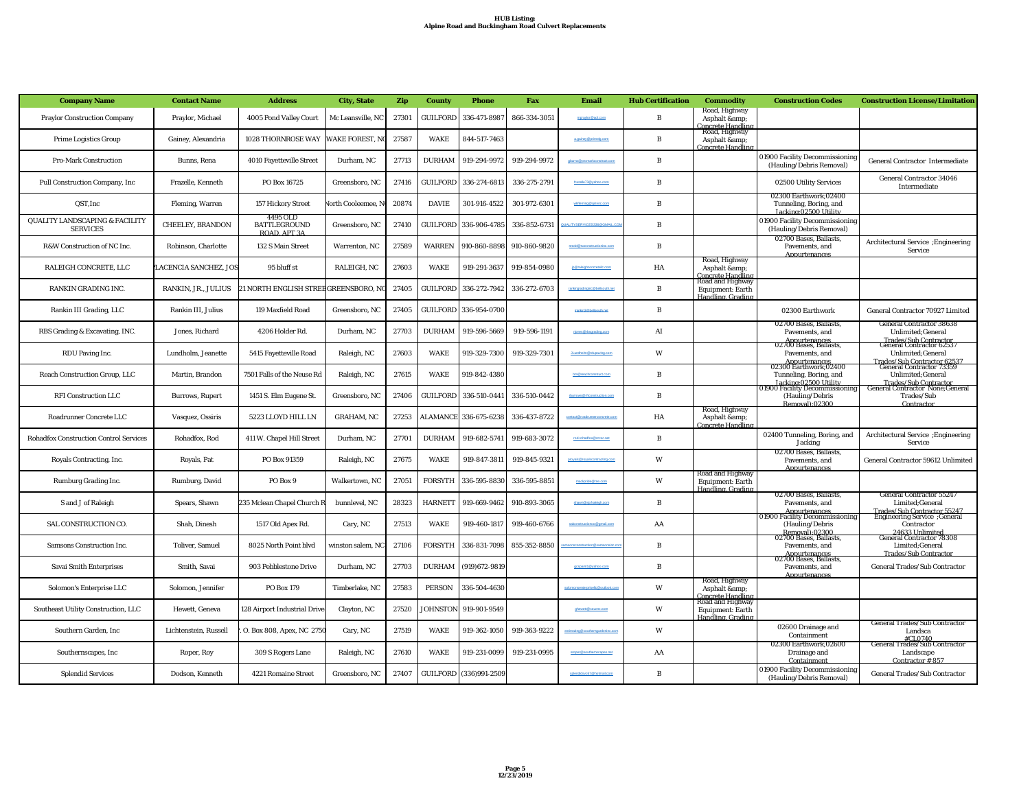# HUB Listing:
## Alpine Road and Buckingham Road Culvert Replacements

| Company Name | Contact Name | Address | City, State | Zip | County | Phone | Fax | Email | Hub Certification | Commodity | Construction Codes | Construction License/Limitation |
|---|---|---|---|---|---|---|---|---|---|---|---|---|
| Praylor Construction Company | Praylor, Michael | 4005 Pond Valley Court | Mc Leansville, NC | 27301 | GUILFORD | 336-471-8987 | 866-334-3051 | mpraylor@aol.com | B | Road, Highway Asphalt &amp; Concrete Handling | | |
| Prime Logistics Group | Gainey, Alexandria | 1028 THORNROSE WAY | WAKE FOREST, NC | 27587 | WAKE | 844-517-7463 | | a.gainey@primelg.com | B | Road, Highway Asphalt &amp; Concrete Handling | | |
| Pro-Mark Construction | Bunns, Rena | 4010 Fayetteville Street | Durham, NC | 27713 | DURHAM | 919-294-9972 | 919-294-9972 | rbunns@promarkconstruct.com | B | | 01900 Facility Decommissioning (Hauling/Debris Removal) | General Contractor Intermediate |
| Pull Construction Company, Inc | Frazelle, Kenneth | PO Box 16725 | Greensboro, NC | 27416 | GUILFORD | 336-274-6813 | 336-275-2791 | frazelle73@yahoo.com | B | | 02500 Utility Services | General Contractor 34046 Intermediate |
| QST,Inc | Fleming, Warren | 157 Hickory Street | North Cooleemee, NC | 20874 | DAVIE | 301-916-4522 | 301-972-6301 | wfleming@qst-inc.com | B | | 02300 Earthwork;02400 Tunneling, Boring, and Jacking;02500 Utility | |
| QUALITY LANDSCAPING & FACILITY SERVICES | CHEELEY, BRANDON | 4495 OLD BATTLEGROUND ROAD, APT 3A | Greensboro, NC | 27410 | GUILFORD | 336-906-4785 | 336-852-6731 | QUALITYSERVICES336@GMAIL.COM | B | | 01900 Facility Decommissioning (Hauling/Debris Removal) | |
| R&W Construction of NC Inc. | Robinson, Charlotte | 132 S Main Street | Warrenton, NC | 27589 | WARREN | 910-860-8898 | 910-860-9820 | rwedd@rwconstructioninc.com | B | | 02700 Bases, Ballasts, Pavements, and Appurtenances | Architectural Service ;Engineering Service |
| RALEIGH CONCRETE, LLC | PLACENCIA SANCHEZ, JOS | 95 bluff st | RALEIGH, NC | 27603 | WAKE | 919-291-3637 | 919-854-0980 | jp@raleighconcretellc.com | HA | Road, Highway Asphalt &amp; Concrete Handling | | |
| RANKIN GRADING INC. | RANKIN, JR., JULIUS | 21 NORTH ENGLISH STREE | GREENSBORO, NC | 27405 | GUILFORD | 336-272-7942 | 336-272-6703 | rankingradinginc@bellsouth.net | B | Road and Highway Equipment: Earth Handling, Grading | | |
| Rankin III Grading, LLC | Rankin III, Julius | 119 Maxfield Road | Greensboro, NC | 27405 | GUILFORD | 336-954-0700 | | rankin3@bellsouth.net | B | | 02300 Earthwork | General Contractor 70927 Limited |
| RBS Grading & Excavating, INC. | Jones, Richard | 4206 Holder Rd. | Durham, NC | 27703 | DURHAM | 919-596-5669 | 919-596-1191 | rjones@rbsgrading.com | AI | | 02700 Bases, Ballasts, Pavements, and Appurtenances | General Contractor 38638 Unlimited;General Trades/Sub Contractor |
| RDU Paving Inc. | Lundholm, Jeanette | 5415 Fayetteville Road | Raleigh, NC | 27603 | WAKE | 919-329-7300 | 919-329-7301 | JLundholm@rdupaving.com | W | | 02700 Bases, Ballasts, Pavements, and Appurtenances | General Contractor 62537 Unlimited;General Trades/Sub Contractor 62537 |
| Reach Construction Group, LLC | Martin, Brandon | 7501 Falls of the Neuse Rd | Raleigh, NC | 27615 | WAKE | 919-842-4380 | | bm@reachconstruct.com | B | | 02300 Earthwork;02400 Tunneling, Boring, and Jacking;02500 Utility | General Contractor 73359 Unlimited;General Trades/Sub Contractor |
| RFI Construction LLC | Burrows, Rupert | 1451 S. Elm Eugene St. | Greensboro, NC | 27406 | GUILFORD | 336-510-0441 | 336-510-0442 | rburrows@rficonstruction.com | B | | 01900 Facility Decommissioning (Hauling/Debris Removal);02300 | General Contractor None;General Trades/Sub Contractor |
| Roadrunner Concrete LLC | Vasquez, Ossiris | 5223 LLOYD HILL LN | GRAHAM, NC | 27253 | ALAMANCE | 336-675-6238 | 336-437-8722 | contact@roadrunnerconcrete.com | HA | Road, Highway Asphalt &amp; Concrete Handling | | |
| Rohadfox Construction Control Services | Rohadfox, Rod | 411 W. Chapel Hill Street | Durham, NC | 27701 | DURHAM | 919-682-5741 | 919-683-3072 | rod.rohadfox@rccsc.net | B | | 02400 Tunneling, Boring, and Jacking | Architectural Service ;Engineering Service |
| Royals Contracting, Inc. | Royals, Pat | PO Box 91359 | Raleigh, NC | 27675 | WAKE | 919-847-3811 | 919-845-9321 | proyals@royalscontracting.com | W | | 02700 Bases, Ballasts, Pavements, and Appurtenances | General Contractor 59612 Unlimited |
| Rumburg Grading Inc. | Rumburg, David | PO Box 9 | Walkertown, NC | 27051 | FORSYTH | 336-595-8830 | 336-595-8851 | rrandgrade@msn.com | W | Road and Highway Equipment: Earth Handling, Grading | | |
| S and J of Raleigh | Spears, Shawn | 235 Mclean Chapel Church R | bunnlevel, NC | 28323 | HARNETT | 919-669-9462 | 910-893-3065 | shawn@sjofraleigh.com | B | | 02700 Bases, Ballasts, Pavements, and Appurtenances | General Contractor 55247 Limited;General Trades/Sub Contractor 55247 |
| SAL CONSTRUCTION CO. | Shah, Dinesh | 1517 Old Apex Rd. | Cary, NC | 27513 | WAKE | 919-460-1817 | 919-460-6766 | salconstructionco@gmail.com | AA | | 01900 Facility Decommissioning (Hauling/Debris Removal);02300 | Engineering Service ;General Contractor 24633 Unlimited |
| Samsons Construction Inc. | Toliver, Samuel | 8025 North Point blvd | winston salem, NC | 27106 | FORSYTH | 336-831-7098 | 855-352-8850 | samsonsconstruction@samsonsinc.com | B | | 02700 Bases, Ballasts, Pavements, and Appurtenances | General Contractor 78308 Limited;General Trades/Sub Contractor |
| Savai Smith Enterprises | Smith, Savai | 903 Pebblestone Drive | Durham, NC | 27703 | DURHAM | (919)672-9819 | | gospel45@yahoo.com | B | | 02700 Bases, Ballasts, Pavements, and Appurtenances | General Trades/Sub Contractor |
| Solomon's Enterprise LLC | Solomon, Jennifer | PO Box 179 | Timberlake, NC | 27583 | PERSON | 336-504-4630 | | solomonsenterprisellc@outlook.com | W | Road, Highway Asphalt &amp; Concrete Handling | | |
| Southeast Utility Construction, LLC | Hewett, Geneva | 128 Airport Industrial Drive | Clayton, NC | 27520 | JOHNSTON | 919-901-9549 | | ghewett@seucnc.com | W | Road and Highway Equipment: Earth Handling, Grading | | |
| Southern Garden, Inc | Lichtenstein, Russell | P. O. Box 808, Apex, NC 2750 | Cary, NC | 27519 | WAKE | 919-362-1050 | 919-363-9222 | estimating@southerngardeninc.com | W | | 02600 Drainage and Containment | General Trades/Sub Contractor Landsca #CL0740 |
| Southernscapes, Inc | Roper, Roy | 309 S Rogers Lane | Raleigh, NC | 27610 | WAKE | 919-231-0099 | 919-231-0995 | rroper@southernscapes.net | AA | | 02300 Earthwork;02600 Drainage and Containment | General Trades/Sub Contractor Landscape Contractor # 857 |
| Splendid Services | Dodson, Kenneth | 4221 Romaine Street | Greensboro, NC | 27407 | GUILFORD | (336)991-2509 | | splendidsrvs57@hotmail.com | B | | 01900 Facility Decommissioning (Hauling/Debris Removal) | General Trades/Sub Contractor |

12/23/2019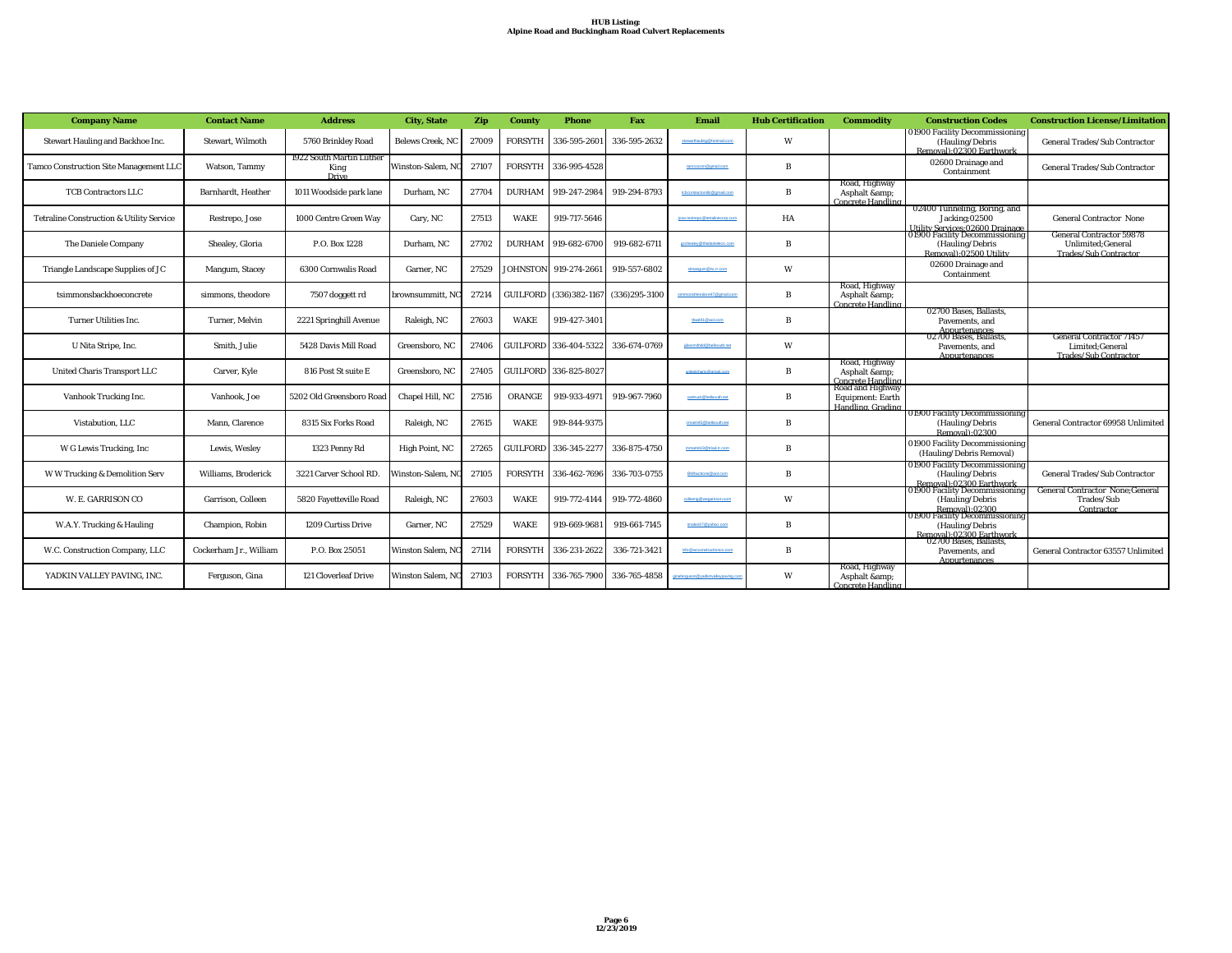**HUB Listing:**
**Alpine Road and Buckingham Road Culvert Replacements**

| Company Name | Contact Name | Address | City, State | Zip | County | Phone | Fax | Email | Hub Certification | Commodity | Construction Codes | Construction License/Limitation |
|---|---|---|---|---|---|---|---|---|---|---|---|---|
| Stewart Hauling and Backhoe Inc. | Stewart, Wilmoth | 5760 Brinkley Road | Belews Creek, NC | 27009 | FORSYTH | 336-595-2601 | 336-595-2632 | stewarthauling@hotmail.com | W | | 01900 Facility Decommissioning (Hauling/Debris Removal);02300 Earthwork | General Trades/Sub Contractor |
| Tamco Construction Site Management LLC | Watson, Tammy | 1922 South Martin Luther King Drive | Winston-Salem, NC | 27107 | FORSYTH | 336-995-4528 | | tamcocsm@gmail.com | B | | 02600 Drainage and Containment | General Trades/Sub Contractor |
| TCB Contractors LLC | Barnhardt, Heather | 1011 Woodside park lane | Durham, NC | 27704 | DURHAM | 919-247-2984 | 919-294-8793 | tcbcontractorsllc@gmail.com | B | Road, Highway Asphalt &amp; Concrete Handling | | |
| Tetraline Construction & Utility Service | Restrepo, Jose | 1000 Centre Green Way | Cary, NC | 27513 | WAKE | 919-717-5646 | | jose.restrepo@tetralinecorp.com | HA | | 02400 Tunneling, Boring, and Jacking;02500 Utility Services;02600 Drainage | General Contractor None |
| The Daniele Company | Shealey, Gloria | P.O. Box 1228 | Durham, NC | 27702 | DURHAM | 919-682-6700 | 919-682-6711 | gshealey@thedanieleco.com | B | | 01900 Facility Decommissioning (Hauling/Debris Removal);02500 Utility | General Contractor 59878 Unlimited;General Trades/Sub Contractor |
| Triangle Landscape Supplies of JC | Mangum, Stacey | 6300 Cornwalis Road | Garner, NC | 27529 | JOHNSTON | 919-274-2661 | 919-557-6802 | stmangum@nc.rr.com | W | | 02600 Drainage and Containment | |
| tsimmonsbackhoeconcrete | simmons, theodore | 7507 doggett rd | brownsummitt, NC | 27214 | GUILFORD | (336)382-1167 | (336)295-3100 | simmonstheodore47@gmail.com | B | Road, Highway Asphalt &amp; Concrete Handling | | |
| Turner Utilities Inc. | Turner, Melvin | 2221 Springhill Avenue | Raleigh, NC | 27603 | WAKE | 919-427-3401 | | tbeshi1@aol.com | B | | 02700 Bases, Ballasts, Pavements, and Appurtenances | |
| U Nita Stripe, Inc. | Smith, Julie | 5428 Davis Mill Road | Greensboro, NC | 27406 | GUILFORD | 336-404-5322 | 336-674-0769 | juliesmith66@bellsouth.net | W | | 02700 Bases, Ballasts, Pavements, and Appurtenances | General Contractor 71457 Limited;General Trades/Sub Contractor |
| United Charis Transport LLC | Carver, Kyle | 816 Post St suite E | Greensboro, NC | 27405 | GUILFORD | 336-825-8027 | | unitedcharis@gmail.com | B | Road, Highway Asphalt &amp; Concrete Handling | | |
| Vanhook Trucking Inc. | Vanhook, Joe | 5202 Old Greensboro Road | Chapel Hill, NC | 27516 | ORANGE | 919-933-4971 | 919-967-7960 | vantruck@bellsouth.net | B | Road and Highway Equipment: Earth Handling, Grading | | |
| Vistabution, LLC | Mann, Clarence | 8315 Six Forks Road | Raleigh, NC | 27615 | WAKE | 919-844-9375 | | cmann01@bellsouth.net | B | | 01900 Facility Decommissioning (Hauling/Debris Removal);02300 | General Contractor 69958 Unlimited |
| W G Lewis Trucking, Inc | Lewis, Wesley | 1323 Penny Rd | High Point, NC | 27265 | GUILFORD | 336-345-2277 | 336-875-4750 | mrswlok19@triad.rr.com | B | | 01900 Facility Decommissioning (Hauling/Debris Removal) | |
| W W Trucking & Demolition Serv | Williams, Broderick | 3221 Carver School RD. | Winston-Salem, NC | 27105 | FORSYTH | 336-462-7696 | 336-703-0755 | Wwtruckone@aol.com | B | | 01900 Facility Decommissioning (Hauling/Debris Removal);02300 Earthwork | General Trades/Sub Contractor |
| W. E. GARRISON CO | Garrison, Colleen | 5820 Fayetteville Road | Raleigh, NC | 27603 | WAKE | 919-772-4144 | 919-772-4860 | colleeng@wegarrison.com | W | | 01900 Facility Decommissioning (Hauling/Debris Removal);02300 | General Contractor None;General Trades/Sub Contractor |
| W.A.Y. Trucking & Hauling | Champion, Robin | 1209 Curtiss Drive | Garner, NC | 27529 | WAKE | 919-669-9681 | 919-661-7145 | lmaks07@yahoo.com | B | | 01900 Facility Decommissioning (Hauling/Debris Removal);02300 Earthwork | |
| W.C. Construction Company, LLC | Cockerham Jr., William | P.O. Box 25051 | Winston Salem, NC | 27114 | FORSYTH | 336-231-2622 | 336-721-3421 | info@wcconstructionco.com | B | | 02700 Bases, Ballasts, Pavements, and Appurtenances | General Contractor 63557 Unlimited |
| YADKIN VALLEY PAVING, INC. | Ferguson, Gina | 121 Cloverleaf Drive | Winston Salem, NC | 27103 | FORSYTH | 336-765-7900 | 336-765-4858 | ginaferguson@yadkinvalleypaving.com | W | Road, Highway Asphalt &amp; Concrete Handling | | |

**12/23/2019**